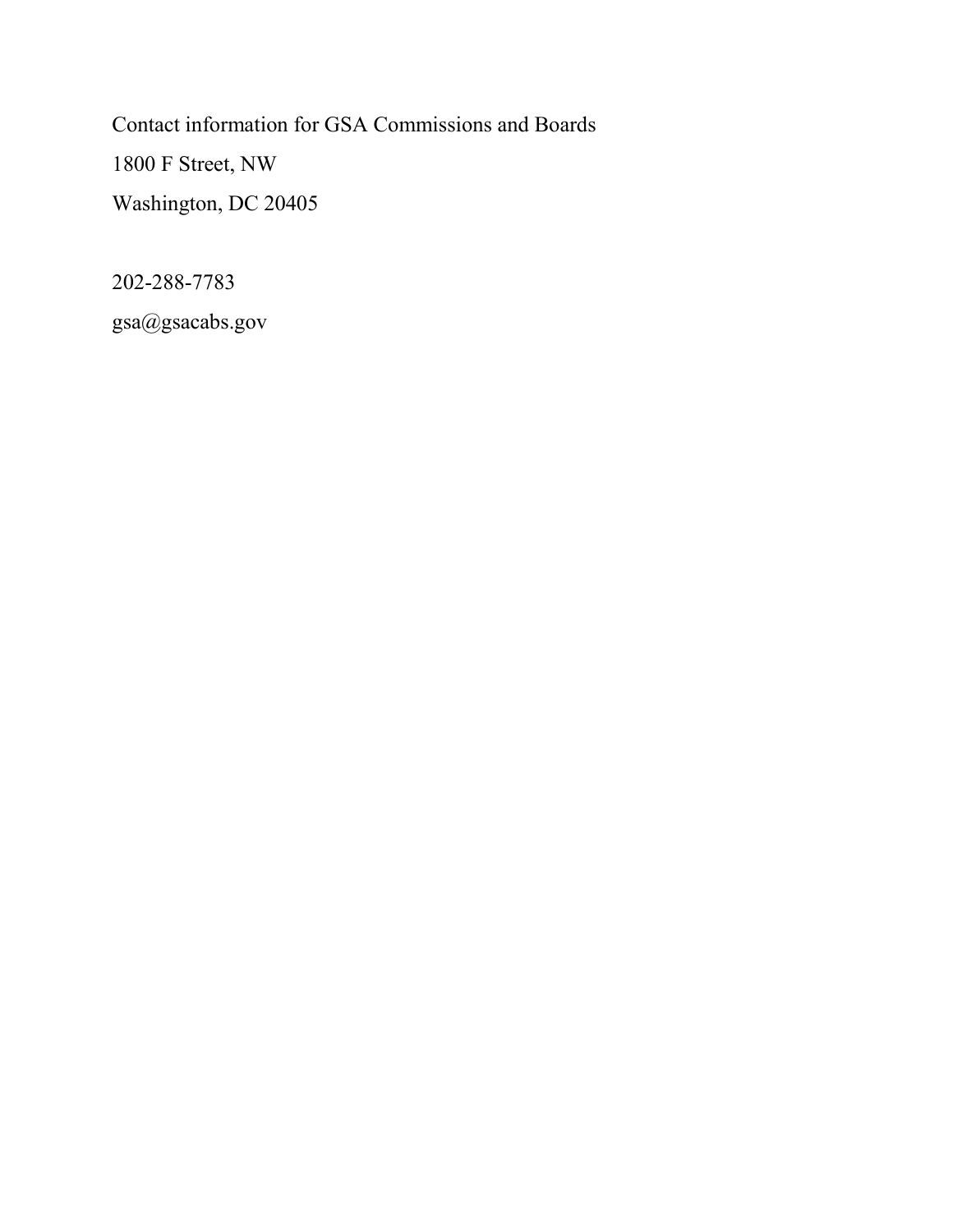Contact information for GSA Commissions and Boards

1800 F Street, NW

Washington, DC 20405

202-288-7783

gsa@gsacabs.gov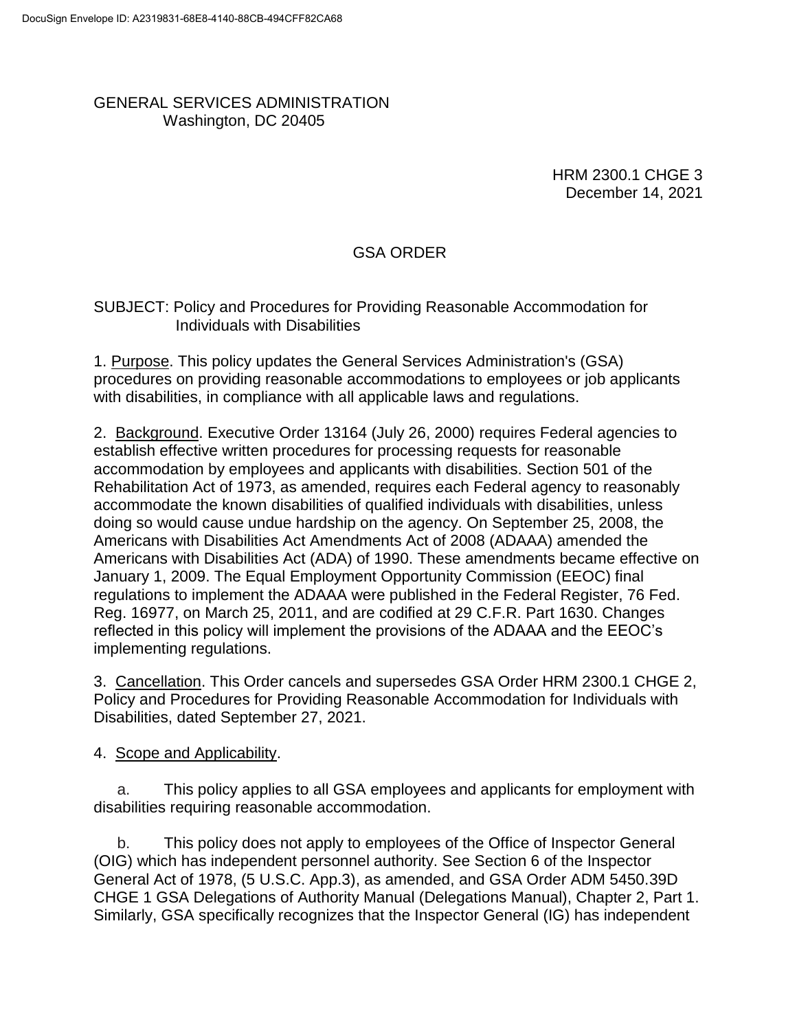GENERAL SERVICES ADMINISTRATION
Washington, DC 20405

HRM 2300.1 CHGE 3
December 14, 2021

GSA ORDER

SUBJECT: Policy and Procedures for Providing Reasonable Accommodation for Individuals with Disabilities

1. Purpose. This policy updates the General Services Administration's (GSA) procedures on providing reasonable accommodations to employees or job applicants with disabilities, in compliance with all applicable laws and regulations.

2. Background. Executive Order 13164 (July 26, 2000) requires Federal agencies to establish effective written procedures for processing requests for reasonable accommodation by employees and applicants with disabilities. Section 501 of the Rehabilitation Act of 1973, as amended, requires each Federal agency to reasonably accommodate the known disabilities of qualified individuals with disabilities, unless doing so would cause undue hardship on the agency. On September 25, 2008, the Americans with Disabilities Act Amendments Act of 2008 (ADAAA) amended the Americans with Disabilities Act (ADA) of 1990. These amendments became effective on January 1, 2009. The Equal Employment Opportunity Commission (EEOC) final regulations to implement the ADAAA were published in the Federal Register, 76 Fed. Reg. 16977, on March 25, 2011, and are codified at 29 C.F.R. Part 1630. Changes reflected in this policy will implement the provisions of the ADAAA and the EEOC's implementing regulations.

3. Cancellation. This Order cancels and supersedes GSA Order HRM 2300.1 CHGE 2, Policy and Procedures for Providing Reasonable Accommodation for Individuals with Disabilities, dated September 27, 2021.

4. Scope and Applicability.

a. This policy applies to all GSA employees and applicants for employment with disabilities requiring reasonable accommodation.

b. This policy does not apply to employees of the Office of Inspector General (OIG) which has independent personnel authority. See Section 6 of the Inspector General Act of 1978, (5 U.S.C. App.3), as amended, and GSA Order ADM 5450.39D CHGE 1 GSA Delegations of Authority Manual (Delegations Manual), Chapter 2, Part 1. Similarly, GSA specifically recognizes that the Inspector General (IG) has independent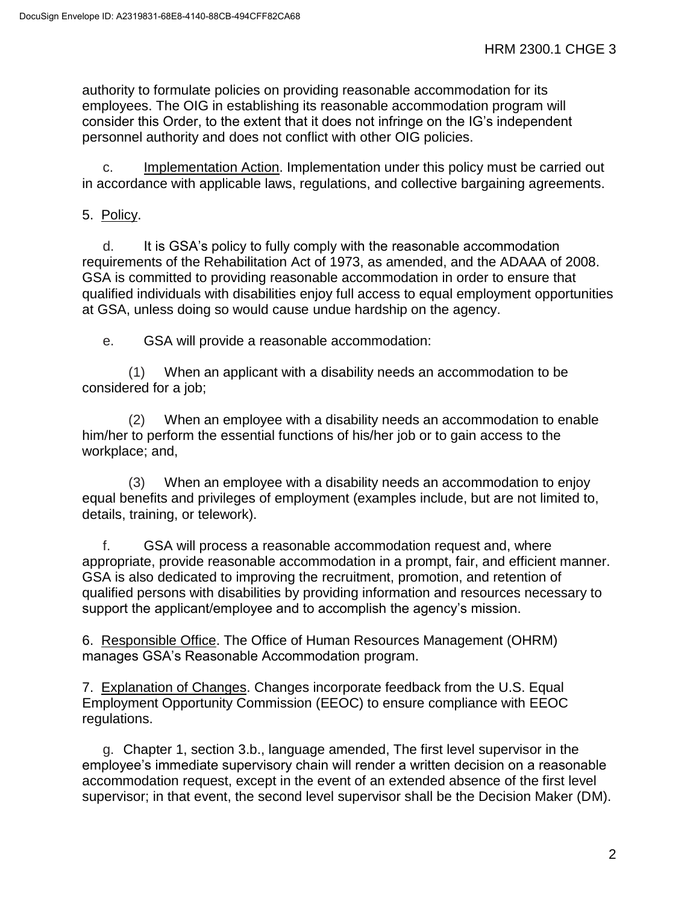authority to formulate policies on providing reasonable accommodation for its employees. The OIG in establishing its reasonable accommodation program will consider this Order, to the extent that it does not infringe on the IG's independent personnel authority and does not conflict with other OIG policies.

c. Implementation Action. Implementation under this policy must be carried out in accordance with applicable laws, regulations, and collective bargaining agreements.

5. Policy.

d. It is GSA's policy to fully comply with the reasonable accommodation requirements of the Rehabilitation Act of 1973, as amended, and the ADAAA of 2008. GSA is committed to providing reasonable accommodation in order to ensure that qualified individuals with disabilities enjoy full access to equal employment opportunities at GSA, unless doing so would cause undue hardship on the agency.

e. GSA will provide a reasonable accommodation:

(1) When an applicant with a disability needs an accommodation to be considered for a job;

(2) When an employee with a disability needs an accommodation to enable him/her to perform the essential functions of his/her job or to gain access to the workplace; and,

(3) When an employee with a disability needs an accommodation to enjoy equal benefits and privileges of employment (examples include, but are not limited to, details, training, or telework).

f. GSA will process a reasonable accommodation request and, where appropriate, provide reasonable accommodation in a prompt, fair, and efficient manner. GSA is also dedicated to improving the recruitment, promotion, and retention of qualified persons with disabilities by providing information and resources necessary to support the applicant/employee and to accomplish the agency's mission.

6. Responsible Office. The Office of Human Resources Management (OHRM) manages GSA's Reasonable Accommodation program.

7. Explanation of Changes. Changes incorporate feedback from the U.S. Equal Employment Opportunity Commission (EEOC) to ensure compliance with EEOC regulations.

g. Chapter 1, section 3.b., language amended, The first level supervisor in the employee's immediate supervisory chain will render a written decision on a reasonable accommodation request, except in the event of an extended absence of the first level supervisor; in that event, the second level supervisor shall be the Decision Maker (DM).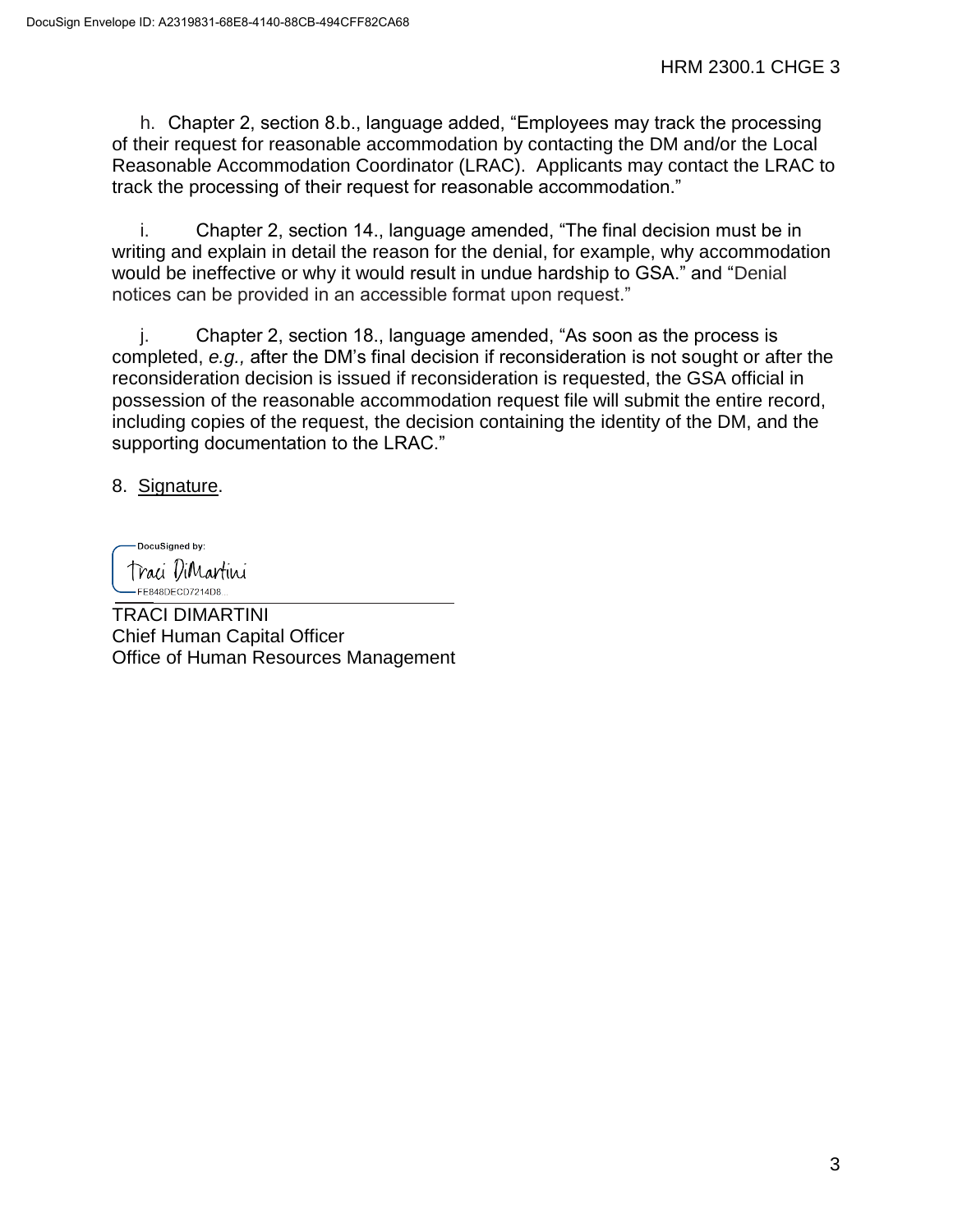h. Chapter 2, section 8.b., language added, “Employees may track the processing of their request for reasonable accommodation by contacting the DM and/or the Local Reasonable Accommodation Coordinator (LRAC). Applicants may contact the LRAC to track the processing of their request for reasonable accommodation.”

i. Chapter 2, section 14., language amended, “The final decision must be in writing and explain in detail the reason for the denial, for example, why accommodation would be ineffective or why it would result in undue hardship to GSA.” and “Denial notices can be provided in an accessible format upon request.”

j. Chapter 2, section 18., language amended, “As soon as the process is completed, *e.g.,* after the DM’s final decision if reconsideration is not sought or after the reconsideration decision is issued if reconsideration is requested, the GSA official in possession of the reasonable accommodation request file will submit the entire record, including copies of the request, the decision containing the identity of the DM, and the supporting documentation to the LRAC.”

8. Signature.

DocuSigned by:
Traci DiMartini
FE848DECD7214D8...

TRACI DIMARTINI
Chief Human Capital Officer
Office of Human Resources Management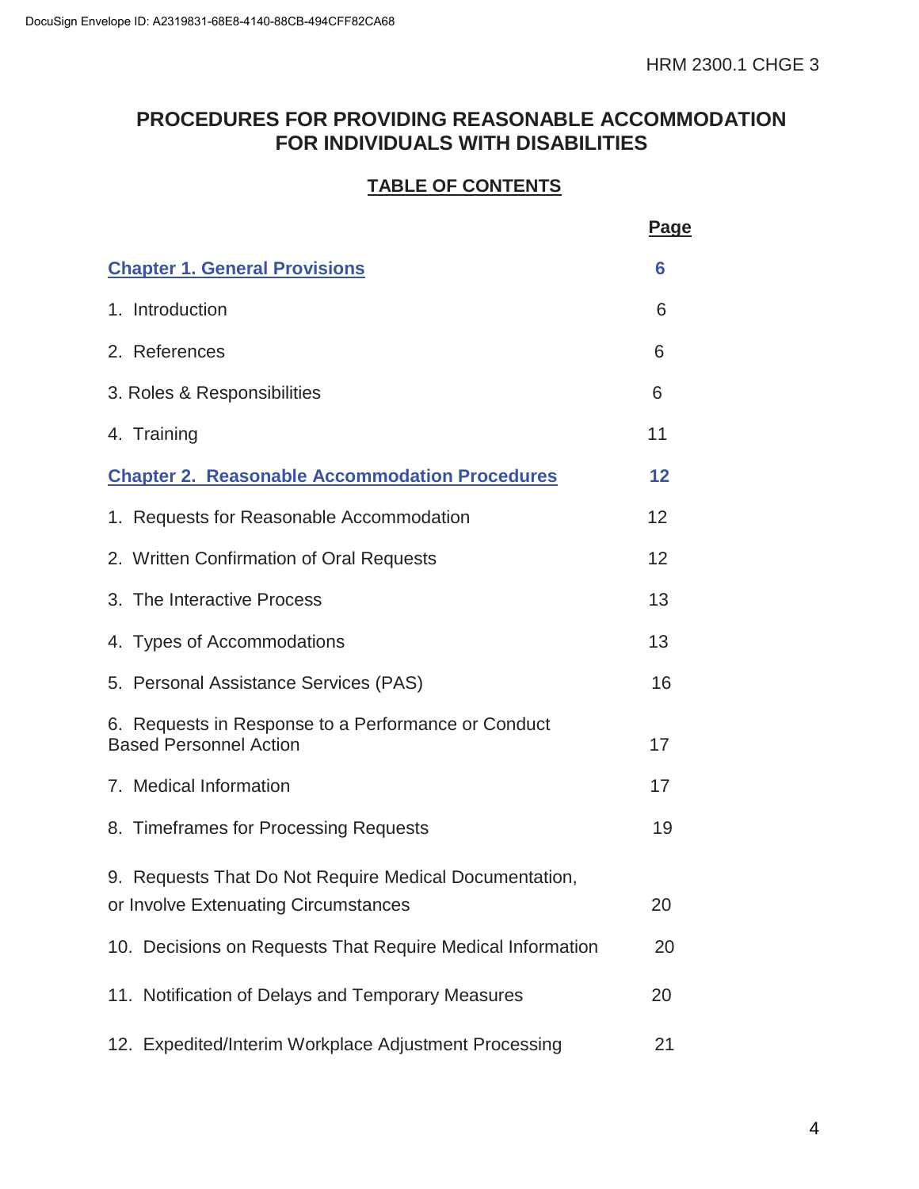# PROCEDURES FOR PROVIDING REASONABLE ACCOMMODATION FOR INDIVIDUALS WITH DISABILITIES

## TABLE OF CONTENTS

| | Page |
|---|---|
| **Chapter 1. General Provisions** | **6** |
| 1. Introduction | 6 |
| 2. References | 6 |
| 3. Roles & Responsibilities | 6 |
| 4. Training | 11 |
| **Chapter 2. Reasonable Accommodation Procedures** | **12** |
| 1. Requests for Reasonable Accommodation | 12 |
| 2. Written Confirmation of Oral Requests | 12 |
| 3. The Interactive Process | 13 |
| 4. Types of Accommodations | 13 |
| 5. Personal Assistance Services (PAS) | 16 |
| 6. Requests in Response to a Performance or Conduct Based Personnel Action | 17 |
| 7. Medical Information | 17 |
| 8. Timeframes for Processing Requests | 19 |
| 9. Requests That Do Not Require Medical Documentation, or Involve Extenuating Circumstances | 20 |
| 10. Decisions on Requests That Require Medical Information | 20 |
| 11. Notification of Delays and Temporary Measures | 20 |
| 12. Expedited/Interim Workplace Adjustment Processing | 21 |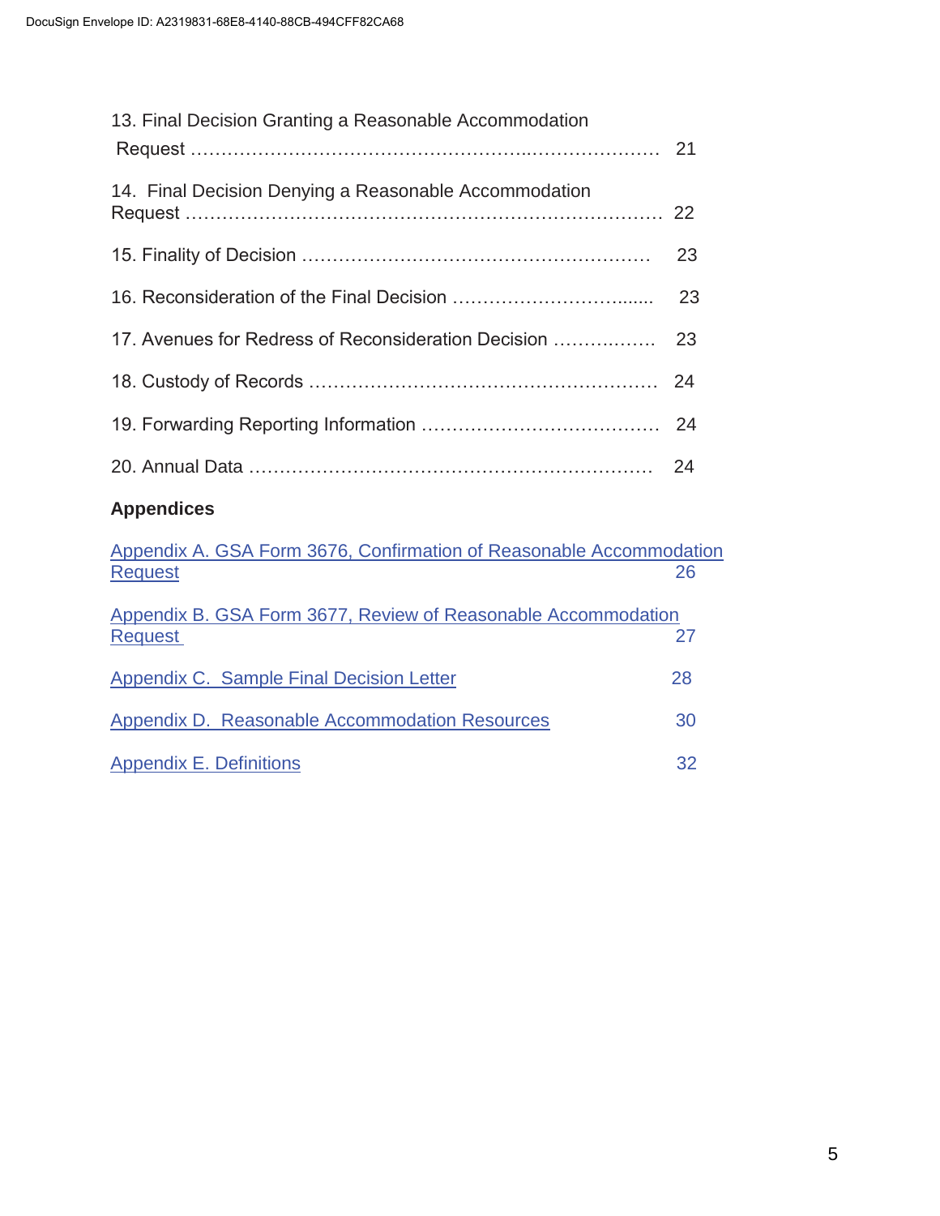13. Final Decision Granting a Reasonable Accommodation Request ........................................................................ 21

14. Final Decision Denying a Reasonable Accommodation Request ........................................................................ 22

15. Finality of Decision ........................................................ 23

16. Reconsideration of the Final Decision ................................ 23

17. Avenues for Redress of Reconsideration Decision ................. 23

18. Custody of Records ........................................................ 24

19. Forwarding Reporting Information ....................................... 24

20. Annual Data ................................................................ 24

**Appendices**

Appendix A. GSA Form 3676, Confirmation of Reasonable Accommodation Request 26

Appendix B. GSA Form 3677, Review of Reasonable Accommodation Request 27

Appendix C. Sample Final Decision Letter 28

Appendix D. Reasonable Accommodation Resources 30

Appendix E. Definitions 32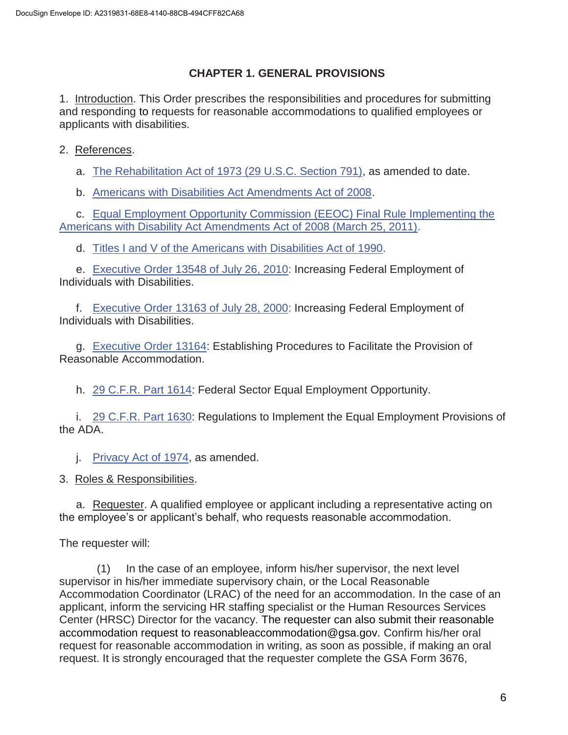## CHAPTER 1. GENERAL PROVISIONS

1. Introduction. This Order prescribes the responsibilities and procedures for submitting and responding to requests for reasonable accommodations to qualified employees or applicants with disabilities.

2. References.

   a. The Rehabilitation Act of 1973 (29 U.S.C. Section 791), as amended to date.

   b. Americans with Disabilities Act Amendments Act of 2008.

   c. Equal Employment Opportunity Commission (EEOC) Final Rule Implementing the Americans with Disability Act Amendments Act of 2008 (March 25, 2011).

   d. Titles I and V of the Americans with Disabilities Act of 1990.

   e. Executive Order 13548 of July 26, 2010: Increasing Federal Employment of Individuals with Disabilities.

   f. Executive Order 13163 of July 28, 2000: Increasing Federal Employment of Individuals with Disabilities.

   g. Executive Order 13164: Establishing Procedures to Facilitate the Provision of Reasonable Accommodation.

   h. 29 C.F.R. Part 1614: Federal Sector Equal Employment Opportunity.

   i. 29 C.F.R. Part 1630: Regulations to Implement the Equal Employment Provisions of the ADA.

   j. Privacy Act of 1974, as amended.

3. Roles & Responsibilities.

   a. Requester. A qualified employee or applicant including a representative acting on the employee's or applicant's behalf, who requests reasonable accommodation.

The requester will:

(1) In the case of an employee, inform his/her supervisor, the next level supervisor in his/her immediate supervisory chain, or the Local Reasonable Accommodation Coordinator (LRAC) of the need for an accommodation. In the case of an applicant, inform the servicing HR staffing specialist or the Human Resources Services Center (HRSC) Director for the vacancy. The requester can also submit their reasonable accommodation request to reasonableaccommodation@gsa.gov. Confirm his/her oral request for reasonable accommodation in writing, as soon as possible, if making an oral request. It is strongly encouraged that the requester complete the GSA Form 3676,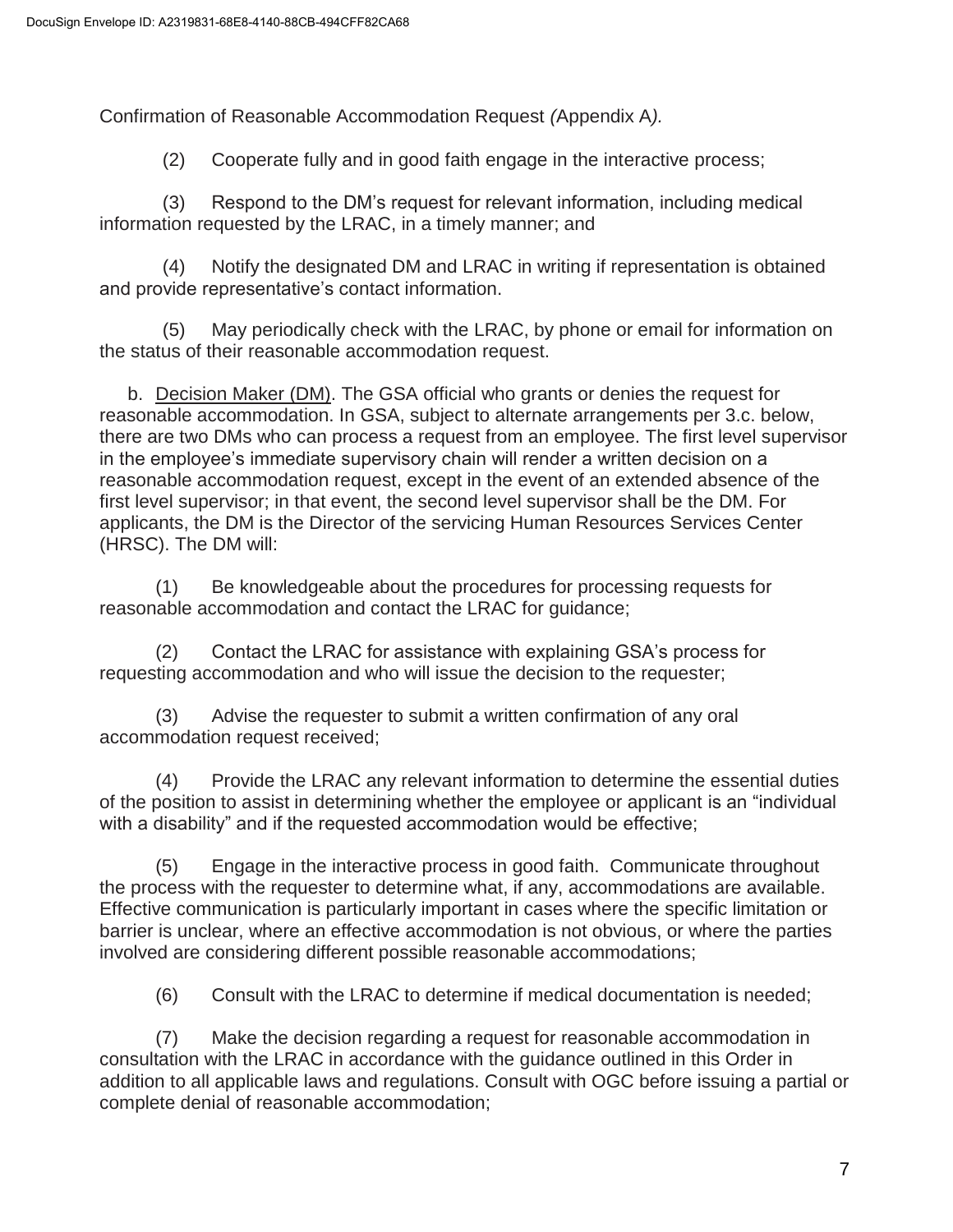Confirmation of Reasonable Accommodation Request *(*Appendix A*).*

(2) Cooperate fully and in good faith engage in the interactive process;

(3) Respond to the DM's request for relevant information, including medical information requested by the LRAC, in a timely manner; and

(4) Notify the designated DM and LRAC in writing if representation is obtained and provide representative's contact information.

(5) May periodically check with the LRAC, by phone or email for information on the status of their reasonable accommodation request.

b. Decision Maker (DM). The GSA official who grants or denies the request for reasonable accommodation. In GSA, subject to alternate arrangements per 3.c. below, there are two DMs who can process a request from an employee. The first level supervisor in the employee's immediate supervisory chain will render a written decision on a reasonable accommodation request, except in the event of an extended absence of the first level supervisor; in that event, the second level supervisor shall be the DM. For applicants, the DM is the Director of the servicing Human Resources Services Center (HRSC). The DM will:

(1) Be knowledgeable about the procedures for processing requests for reasonable accommodation and contact the LRAC for guidance;

(2) Contact the LRAC for assistance with explaining GSA's process for requesting accommodation and who will issue the decision to the requester;

(3) Advise the requester to submit a written confirmation of any oral accommodation request received;

(4) Provide the LRAC any relevant information to determine the essential duties of the position to assist in determining whether the employee or applicant is an "individual with a disability" and if the requested accommodation would be effective;

(5) Engage in the interactive process in good faith. Communicate throughout the process with the requester to determine what, if any, accommodations are available. Effective communication is particularly important in cases where the specific limitation or barrier is unclear, where an effective accommodation is not obvious, or where the parties involved are considering different possible reasonable accommodations;

(6) Consult with the LRAC to determine if medical documentation is needed;

(7) Make the decision regarding a request for reasonable accommodation in consultation with the LRAC in accordance with the guidance outlined in this Order in addition to all applicable laws and regulations. Consult with OGC before issuing a partial or complete denial of reasonable accommodation;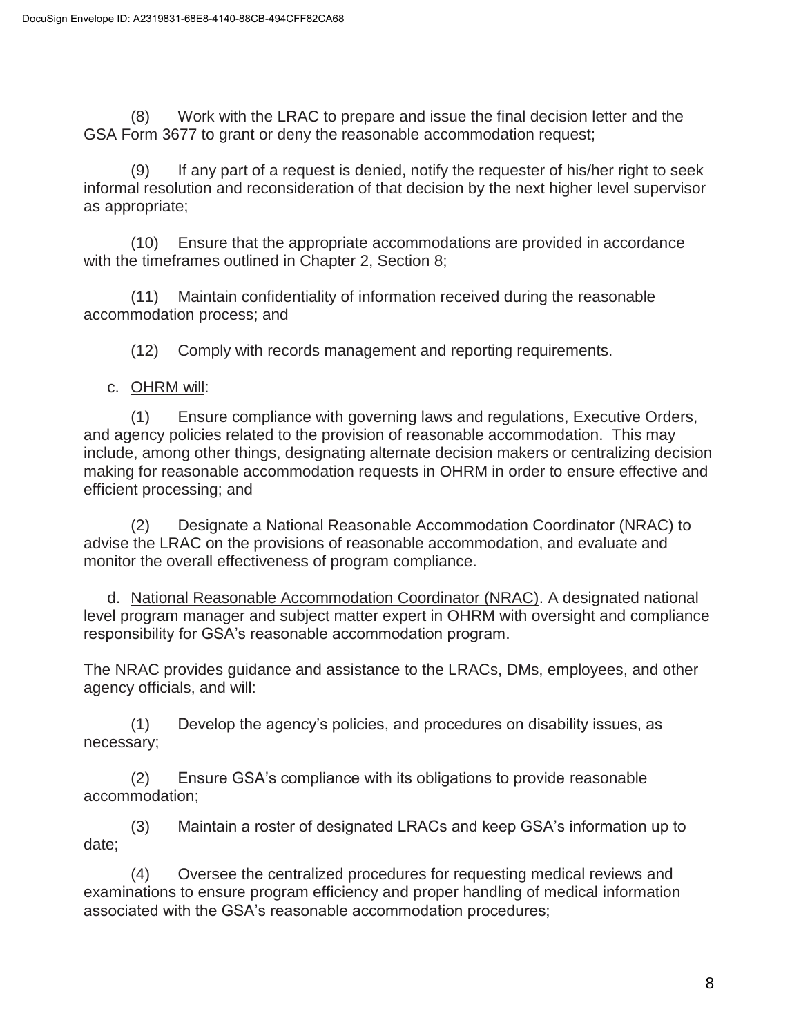(8) Work with the LRAC to prepare and issue the final decision letter and the GSA Form 3677 to grant or deny the reasonable accommodation request;

(9) If any part of a request is denied, notify the requester of his/her right to seek informal resolution and reconsideration of that decision by the next higher level supervisor as appropriate;

(10) Ensure that the appropriate accommodations are provided in accordance with the timeframes outlined in Chapter 2, Section 8;

(11) Maintain confidentiality of information received during the reasonable accommodation process; and

(12) Comply with records management and reporting requirements.

c. OHRM will:

(1) Ensure compliance with governing laws and regulations, Executive Orders, and agency policies related to the provision of reasonable accommodation. This may include, among other things, designating alternate decision makers or centralizing decision making for reasonable accommodation requests in OHRM in order to ensure effective and efficient processing; and

(2) Designate a National Reasonable Accommodation Coordinator (NRAC) to advise the LRAC on the provisions of reasonable accommodation, and evaluate and monitor the overall effectiveness of program compliance.

d. National Reasonable Accommodation Coordinator (NRAC). A designated national level program manager and subject matter expert in OHRM with oversight and compliance responsibility for GSA's reasonable accommodation program.

The NRAC provides guidance and assistance to the LRACs, DMs, employees, and other agency officials, and will:

(1) Develop the agency's policies, and procedures on disability issues, as necessary;

(2) Ensure GSA's compliance with its obligations to provide reasonable accommodation;

(3) Maintain a roster of designated LRACs and keep GSA's information up to date;

(4) Oversee the centralized procedures for requesting medical reviews and examinations to ensure program efficiency and proper handling of medical information associated with the GSA's reasonable accommodation procedures;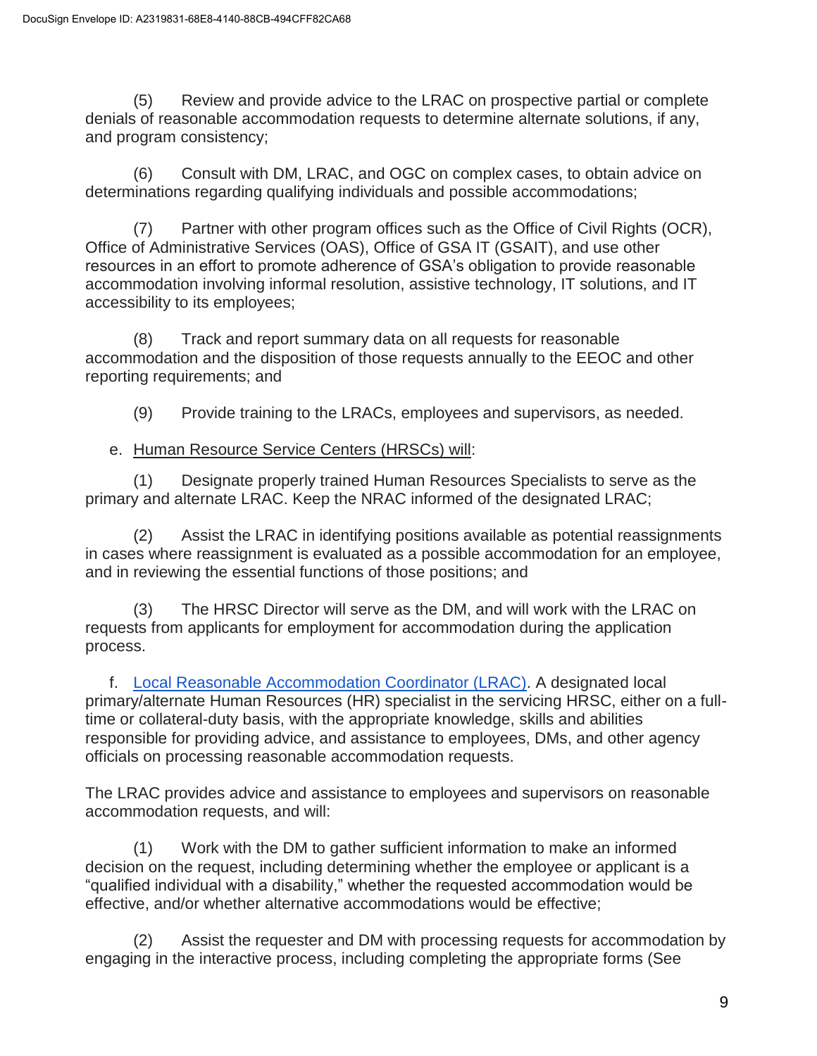(5) Review and provide advice to the LRAC on prospective partial or complete denials of reasonable accommodation requests to determine alternate solutions, if any, and program consistency;

(6) Consult with DM, LRAC, and OGC on complex cases, to obtain advice on determinations regarding qualifying individuals and possible accommodations;

(7) Partner with other program offices such as the Office of Civil Rights (OCR), Office of Administrative Services (OAS), Office of GSA IT (GSAIT), and use other resources in an effort to promote adherence of GSA's obligation to provide reasonable accommodation involving informal resolution, assistive technology, IT solutions, and IT accessibility to its employees;

(8) Track and report summary data on all requests for reasonable accommodation and the disposition of those requests annually to the EEOC and other reporting requirements; and

(9) Provide training to the LRACs, employees and supervisors, as needed.

e. Human Resource Service Centers (HRSCs) will:

(1) Designate properly trained Human Resources Specialists to serve as the primary and alternate LRAC. Keep the NRAC informed of the designated LRAC;

(2) Assist the LRAC in identifying positions available as potential reassignments in cases where reassignment is evaluated as a possible accommodation for an employee, and in reviewing the essential functions of those positions; and

(3) The HRSC Director will serve as the DM, and will work with the LRAC on requests from applicants for employment for accommodation during the application process.

f. Local Reasonable Accommodation Coordinator (LRAC). A designated local primary/alternate Human Resources (HR) specialist in the servicing HRSC, either on a full-time or collateral-duty basis, with the appropriate knowledge, skills and abilities responsible for providing advice, and assistance to employees, DMs, and other agency officials on processing reasonable accommodation requests.

The LRAC provides advice and assistance to employees and supervisors on reasonable accommodation requests, and will:

(1) Work with the DM to gather sufficient information to make an informed decision on the request, including determining whether the employee or applicant is a "qualified individual with a disability," whether the requested accommodation would be effective, and/or whether alternative accommodations would be effective;

(2) Assist the requester and DM with processing requests for accommodation by engaging in the interactive process, including completing the appropriate forms (See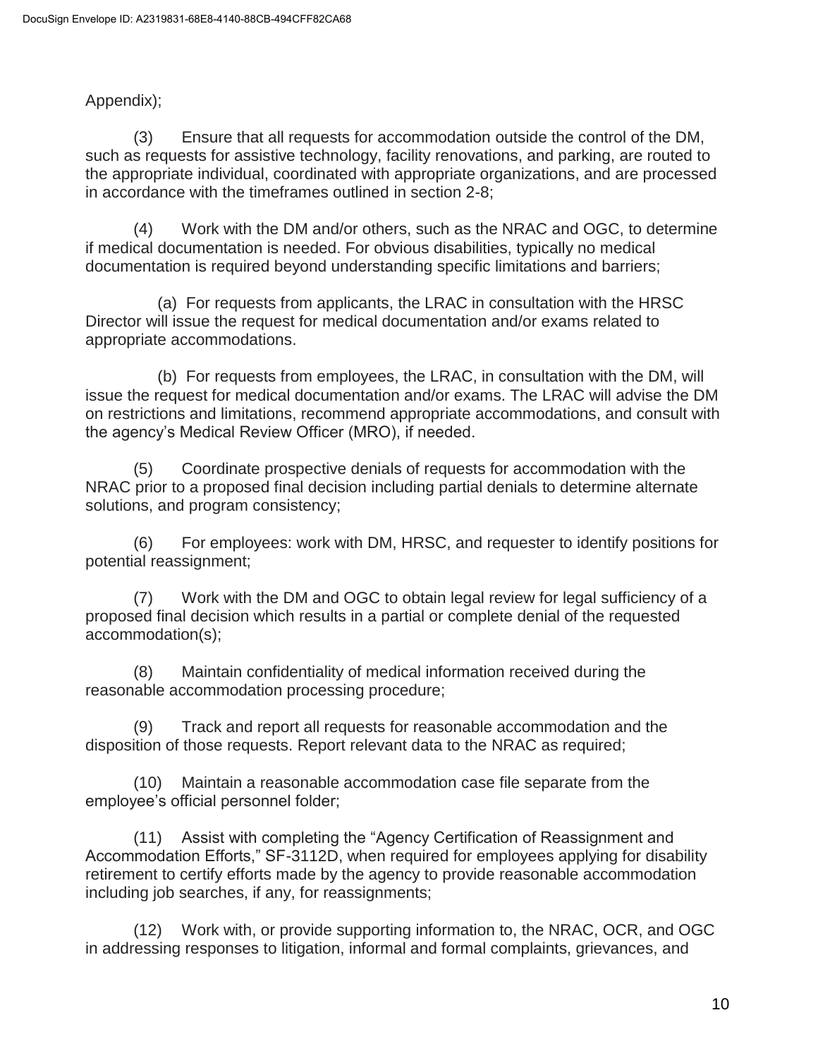Appendix);

(3) Ensure that all requests for accommodation outside the control of the DM, such as requests for assistive technology, facility renovations, and parking, are routed to the appropriate individual, coordinated with appropriate organizations, and are processed in accordance with the timeframes outlined in section 2-8;

(4) Work with the DM and/or others, such as the NRAC and OGC, to determine if medical documentation is needed. For obvious disabilities, typically no medical documentation is required beyond understanding specific limitations and barriers;

(a) For requests from applicants, the LRAC in consultation with the HRSC Director will issue the request for medical documentation and/or exams related to appropriate accommodations.

(b) For requests from employees, the LRAC, in consultation with the DM, will issue the request for medical documentation and/or exams. The LRAC will advise the DM on restrictions and limitations, recommend appropriate accommodations, and consult with the agency's Medical Review Officer (MRO), if needed.

(5) Coordinate prospective denials of requests for accommodation with the NRAC prior to a proposed final decision including partial denials to determine alternate solutions, and program consistency;

(6) For employees: work with DM, HRSC, and requester to identify positions for potential reassignment;

(7) Work with the DM and OGC to obtain legal review for legal sufficiency of a proposed final decision which results in a partial or complete denial of the requested accommodation(s);

(8) Maintain confidentiality of medical information received during the reasonable accommodation processing procedure;

(9) Track and report all requests for reasonable accommodation and the disposition of those requests. Report relevant data to the NRAC as required;

(10) Maintain a reasonable accommodation case file separate from the employee's official personnel folder;

(11) Assist with completing the "Agency Certification of Reassignment and Accommodation Efforts," SF-3112D, when required for employees applying for disability retirement to certify efforts made by the agency to provide reasonable accommodation including job searches, if any, for reassignments;

(12) Work with, or provide supporting information to, the NRAC, OCR, and OGC in addressing responses to litigation, informal and formal complaints, grievances, and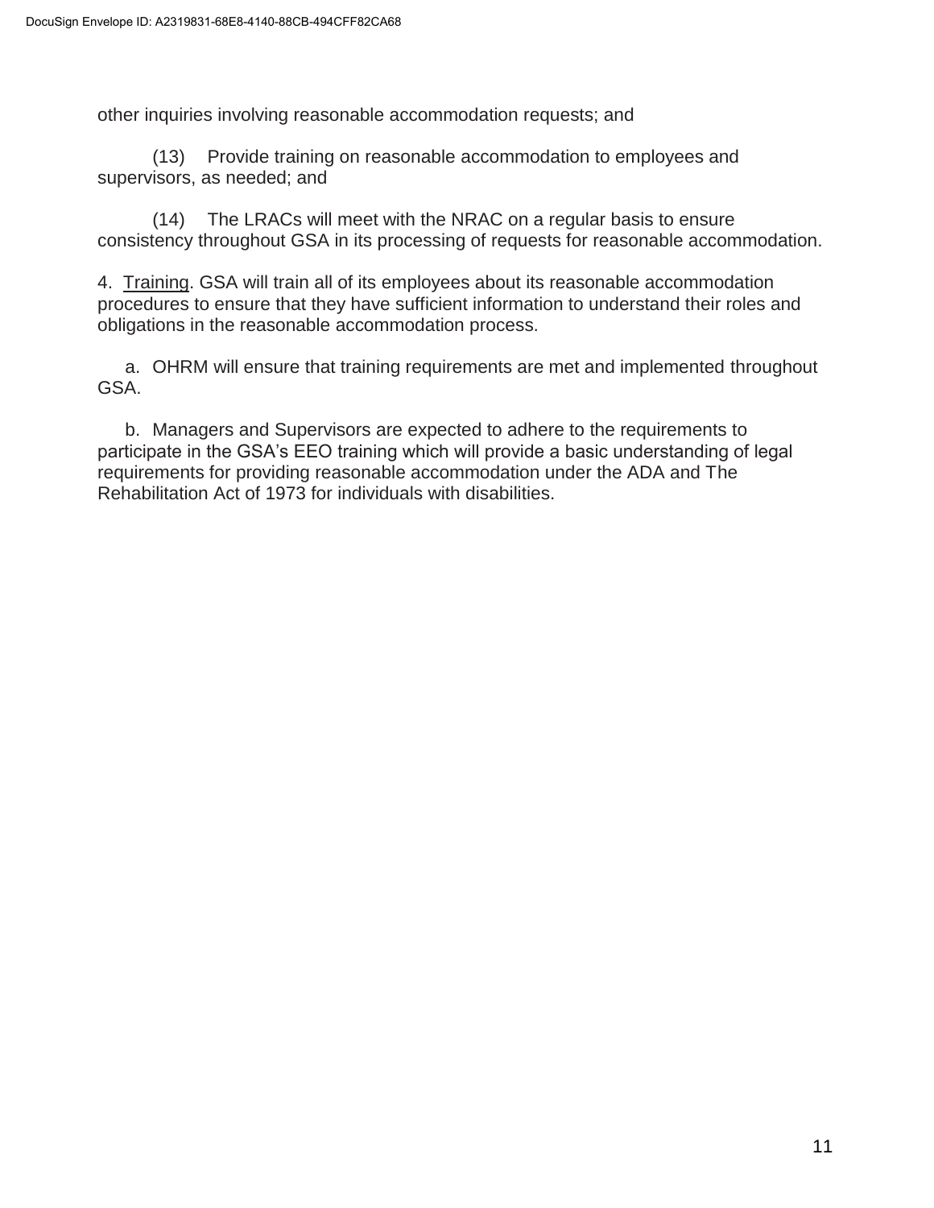other inquiries involving reasonable accommodation requests; and

(13) Provide training on reasonable accommodation to employees and supervisors, as needed; and

(14) The LRACs will meet with the NRAC on a regular basis to ensure consistency throughout GSA in its processing of requests for reasonable accommodation.

4. Training. GSA will train all of its employees about its reasonable accommodation procedures to ensure that they have sufficient information to understand their roles and obligations in the reasonable accommodation process.

a. OHRM will ensure that training requirements are met and implemented throughout GSA.

b. Managers and Supervisors are expected to adhere to the requirements to participate in the GSA's EEO training which will provide a basic understanding of legal requirements for providing reasonable accommodation under the ADA and The Rehabilitation Act of 1973 for individuals with disabilities.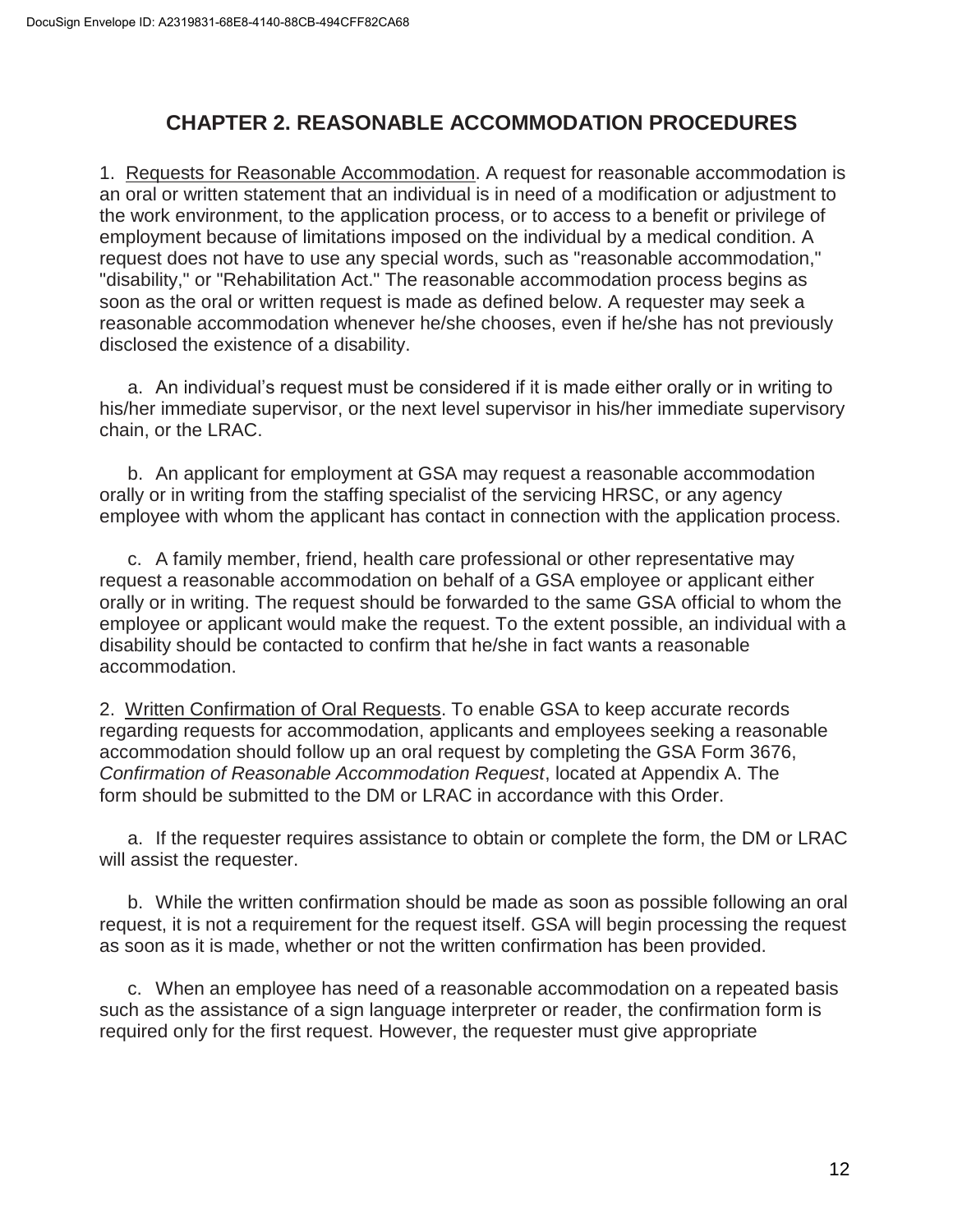## CHAPTER 2. REASONABLE ACCOMMODATION PROCEDURES

1. Requests for Reasonable Accommodation. A request for reasonable accommodation is an oral or written statement that an individual is in need of a modification or adjustment to the work environment, to the application process, or to access to a benefit or privilege of employment because of limitations imposed on the individual by a medical condition. A request does not have to use any special words, such as "reasonable accommodation," "disability," or "Rehabilitation Act." The reasonable accommodation process begins as soon as the oral or written request is made as defined below. A requester may seek a reasonable accommodation whenever he/she chooses, even if he/she has not previously disclosed the existence of a disability.

   a. An individual's request must be considered if it is made either orally or in writing to his/her immediate supervisor, or the next level supervisor in his/her immediate supervisory chain, or the LRAC.

   b. An applicant for employment at GSA may request a reasonable accommodation orally or in writing from the staffing specialist of the servicing HRSC, or any agency employee with whom the applicant has contact in connection with the application process.

   c. A family member, friend, health care professional or other representative may request a reasonable accommodation on behalf of a GSA employee or applicant either orally or in writing. The request should be forwarded to the same GSA official to whom the employee or applicant would make the request. To the extent possible, an individual with a disability should be contacted to confirm that he/she in fact wants a reasonable accommodation.

2. Written Confirmation of Oral Requests. To enable GSA to keep accurate records regarding requests for accommodation, applicants and employees seeking a reasonable accommodation should follow up an oral request by completing the GSA Form 3676, *Confirmation of Reasonable Accommodation Request*, located at Appendix A. The form should be submitted to the DM or LRAC in accordance with this Order.

   a. If the requester requires assistance to obtain or complete the form, the DM or LRAC will assist the requester.

   b. While the written confirmation should be made as soon as possible following an oral request, it is not a requirement for the request itself. GSA will begin processing the request as soon as it is made, whether or not the written confirmation has been provided.

   c. When an employee has need of a reasonable accommodation on a repeated basis such as the assistance of a sign language interpreter or reader, the confirmation form is required only for the first request. However, the requester must give appropriate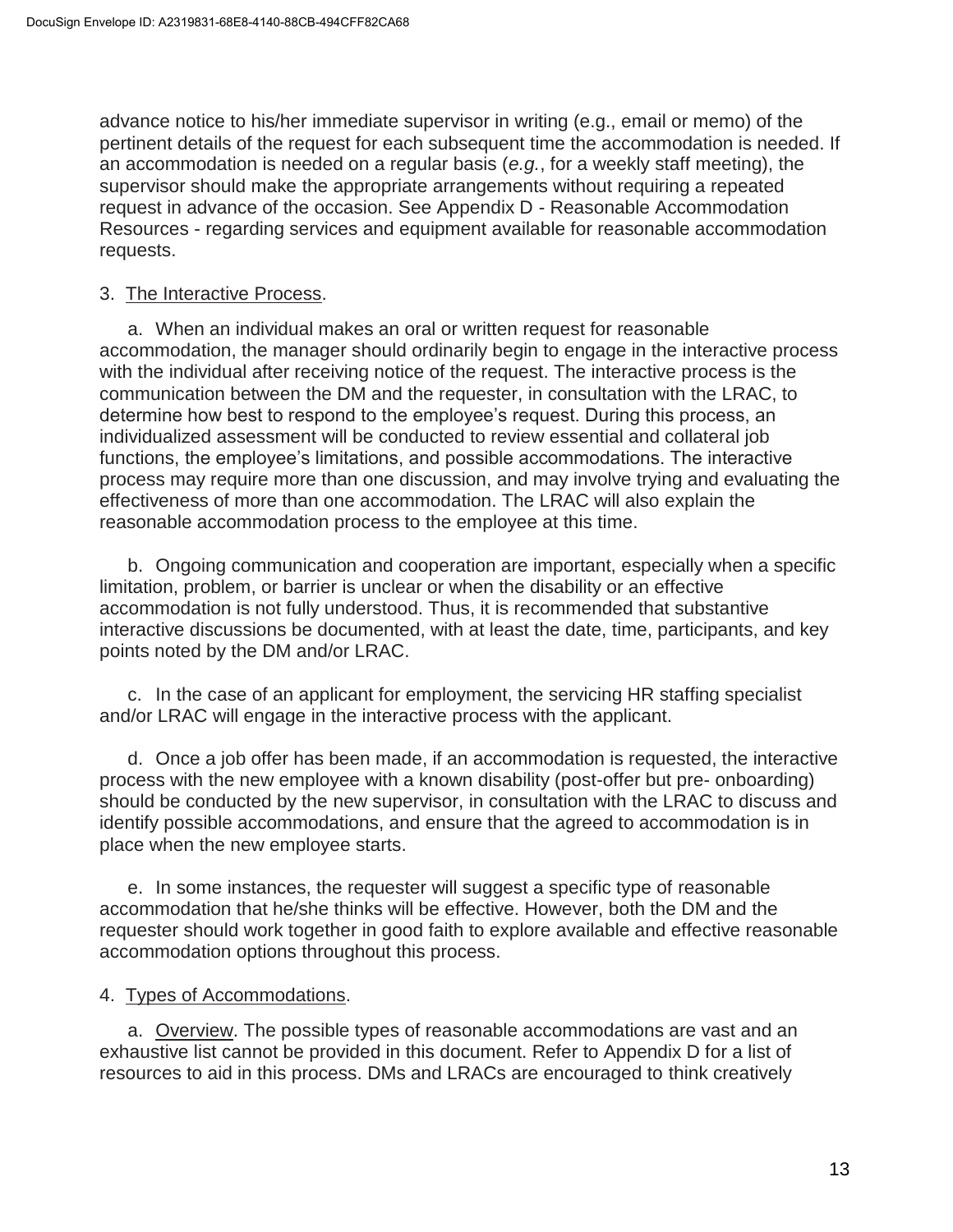advance notice to his/her immediate supervisor in writing (e.g., email or memo) of the pertinent details of the request for each subsequent time the accommodation is needed. If an accommodation is needed on a regular basis (*e.g.*, for a weekly staff meeting), the supervisor should make the appropriate arrangements without requiring a repeated request in advance of the occasion. See Appendix D - Reasonable Accommodation Resources - regarding services and equipment available for reasonable accommodation requests.

3. The Interactive Process.

a. When an individual makes an oral or written request for reasonable accommodation, the manager should ordinarily begin to engage in the interactive process with the individual after receiving notice of the request. The interactive process is the communication between the DM and the requester, in consultation with the LRAC, to determine how best to respond to the employee's request. During this process, an individualized assessment will be conducted to review essential and collateral job functions, the employee's limitations, and possible accommodations. The interactive process may require more than one discussion, and may involve trying and evaluating the effectiveness of more than one accommodation. The LRAC will also explain the reasonable accommodation process to the employee at this time.

b. Ongoing communication and cooperation are important, especially when a specific limitation, problem, or barrier is unclear or when the disability or an effective accommodation is not fully understood. Thus, it is recommended that substantive interactive discussions be documented, with at least the date, time, participants, and key points noted by the DM and/or LRAC.

c. In the case of an applicant for employment, the servicing HR staffing specialist and/or LRAC will engage in the interactive process with the applicant.

d. Once a job offer has been made, if an accommodation is requested, the interactive process with the new employee with a known disability (post-offer but pre- onboarding) should be conducted by the new supervisor, in consultation with the LRAC to discuss and identify possible accommodations, and ensure that the agreed to accommodation is in place when the new employee starts.

e. In some instances, the requester will suggest a specific type of reasonable accommodation that he/she thinks will be effective. However, both the DM and the requester should work together in good faith to explore available and effective reasonable accommodation options throughout this process.

4. Types of Accommodations.

a. Overview. The possible types of reasonable accommodations are vast and an exhaustive list cannot be provided in this document. Refer to Appendix D for a list of resources to aid in this process. DMs and LRACs are encouraged to think creatively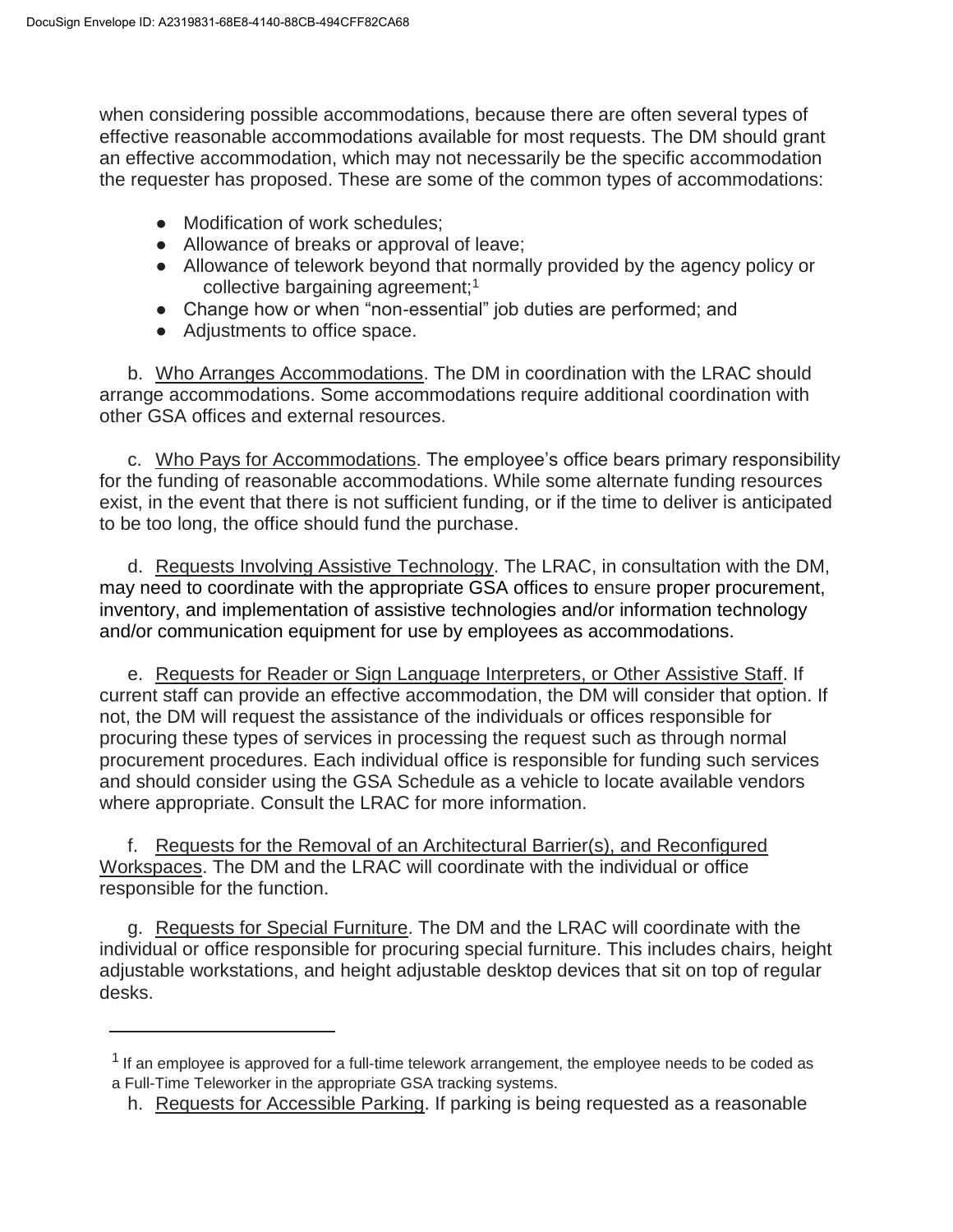when considering possible accommodations, because there are often several types of effective reasonable accommodations available for most requests. The DM should grant an effective accommodation, which may not necessarily be the specific accommodation the requester has proposed. These are some of the common types of accommodations:

- Modification of work schedules;
- Allowance of breaks or approval of leave;
- Allowance of telework beyond that normally provided by the agency policy or collective bargaining agreement;[1]
- Change how or when "non-essential" job duties are performed; and
- Adjustments to office space.

b. Who Arranges Accommodations. The DM in coordination with the LRAC should arrange accommodations. Some accommodations require additional coordination with other GSA offices and external resources.

c. Who Pays for Accommodations. The employee's office bears primary responsibility for the funding of reasonable accommodations. While some alternate funding resources exist, in the event that there is not sufficient funding, or if the time to deliver is anticipated to be too long, the office should fund the purchase.

d. Requests Involving Assistive Technology. The LRAC, in consultation with the DM, may need to coordinate with the appropriate GSA offices to ensure proper procurement, inventory, and implementation of assistive technologies and/or information technology and/or communication equipment for use by employees as accommodations.

e. Requests for Reader or Sign Language Interpreters, or Other Assistive Staff. If current staff can provide an effective accommodation, the DM will consider that option. If not, the DM will request the assistance of the individuals or offices responsible for procuring these types of services in processing the request such as through normal procurement procedures. Each individual office is responsible for funding such services and should consider using the GSA Schedule as a vehicle to locate available vendors where appropriate. Consult the LRAC for more information.

f. Requests for the Removal of an Architectural Barrier(s), and Reconfigured Workspaces. The DM and the LRAC will coordinate with the individual or office responsible for the function.

g. Requests for Special Furniture. The DM and the LRAC will coordinate with the individual or office responsible for procuring special furniture. This includes chairs, height adjustable workstations, and height adjustable desktop devices that sit on top of regular desks.

h. Requests for Accessible Parking. If parking is being requested as a reasonable

[1] If an employee is approved for a full-time telework arrangement, the employee needs to be coded as a Full-Time Teleworker in the appropriate GSA tracking systems.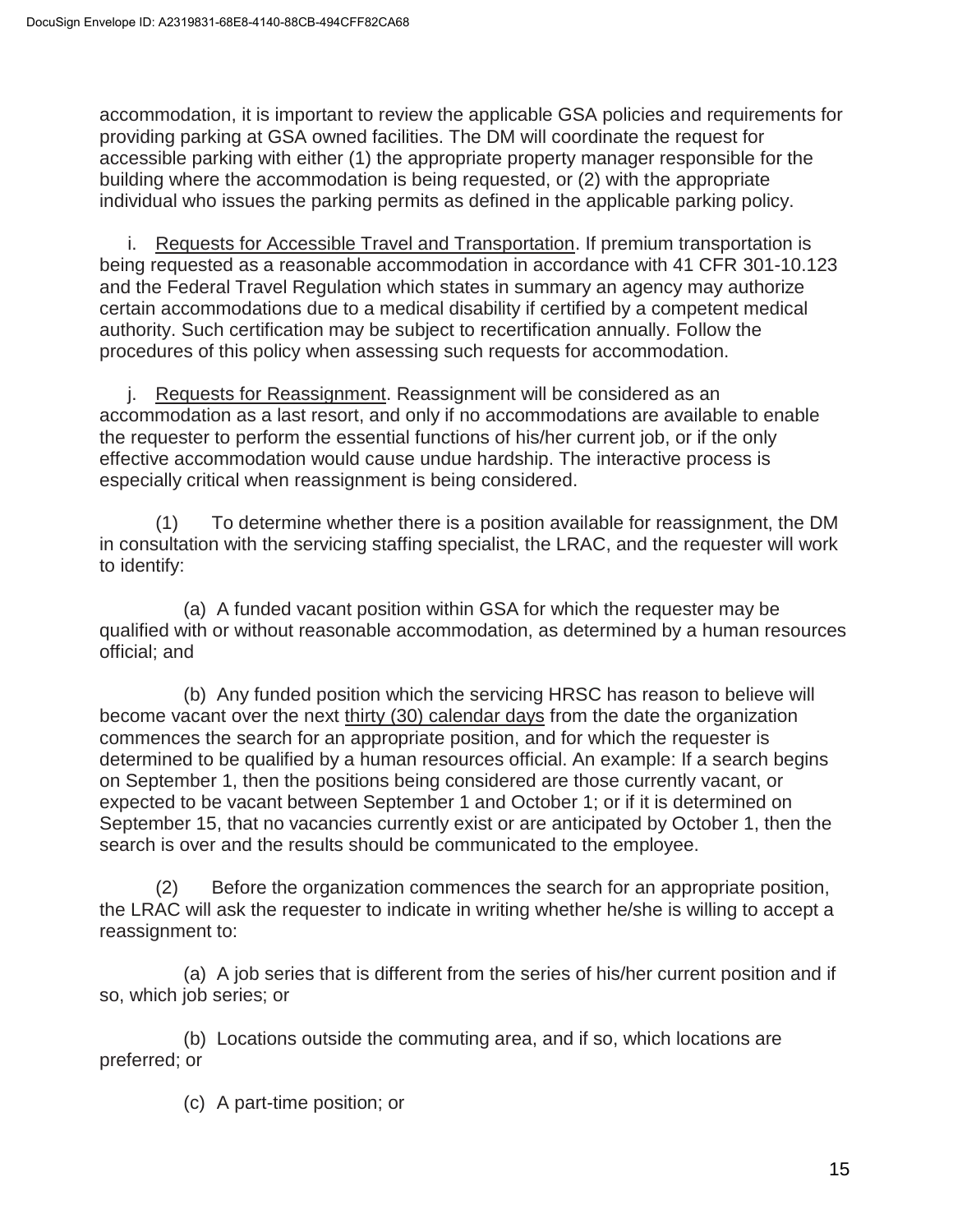accommodation, it is important to review the applicable GSA policies and requirements for providing parking at GSA owned facilities. The DM will coordinate the request for accessible parking with either (1) the appropriate property manager responsible for the building where the accommodation is being requested, or (2) with the appropriate individual who issues the parking permits as defined in the applicable parking policy.

i. Requests for Accessible Travel and Transportation. If premium transportation is being requested as a reasonable accommodation in accordance with 41 CFR 301-10.123 and the Federal Travel Regulation which states in summary an agency may authorize certain accommodations due to a medical disability if certified by a competent medical authority. Such certification may be subject to recertification annually. Follow the procedures of this policy when assessing such requests for accommodation.

j. Requests for Reassignment. Reassignment will be considered as an accommodation as a last resort, and only if no accommodations are available to enable the requester to perform the essential functions of his/her current job, or if the only effective accommodation would cause undue hardship. The interactive process is especially critical when reassignment is being considered.

(1) To determine whether there is a position available for reassignment, the DM in consultation with the servicing staffing specialist, the LRAC, and the requester will work to identify:

(a) A funded vacant position within GSA for which the requester may be qualified with or without reasonable accommodation, as determined by a human resources official; and

(b) Any funded position which the servicing HRSC has reason to believe will become vacant over the next thirty (30) calendar days from the date the organization commences the search for an appropriate position, and for which the requester is determined to be qualified by a human resources official. An example: If a search begins on September 1, then the positions being considered are those currently vacant, or expected to be vacant between September 1 and October 1; or if it is determined on September 15, that no vacancies currently exist or are anticipated by October 1, then the search is over and the results should be communicated to the employee.

(2) Before the organization commences the search for an appropriate position, the LRAC will ask the requester to indicate in writing whether he/she is willing to accept a reassignment to:

(a) A job series that is different from the series of his/her current position and if so, which job series; or

(b) Locations outside the commuting area, and if so, which locations are preferred; or

(c) A part-time position; or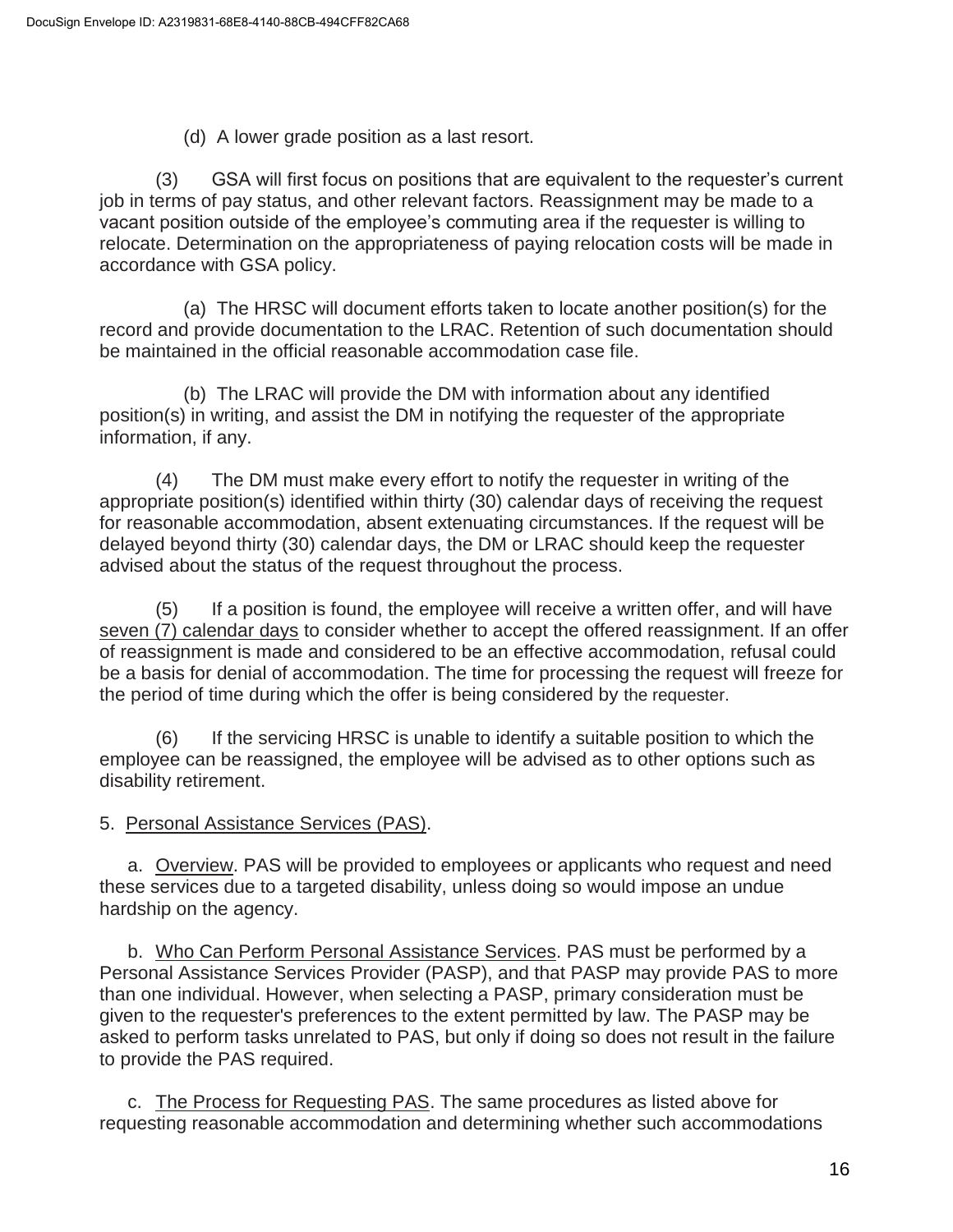(d) A lower grade position as a last resort.

(3) GSA will first focus on positions that are equivalent to the requester's current job in terms of pay status, and other relevant factors. Reassignment may be made to a vacant position outside of the employee's commuting area if the requester is willing to relocate. Determination on the appropriateness of paying relocation costs will be made in accordance with GSA policy.

(a) The HRSC will document efforts taken to locate another position(s) for the record and provide documentation to the LRAC. Retention of such documentation should be maintained in the official reasonable accommodation case file.

(b) The LRAC will provide the DM with information about any identified position(s) in writing, and assist the DM in notifying the requester of the appropriate information, if any.

(4) The DM must make every effort to notify the requester in writing of the appropriate position(s) identified within thirty (30) calendar days of receiving the request for reasonable accommodation, absent extenuating circumstances. If the request will be delayed beyond thirty (30) calendar days, the DM or LRAC should keep the requester advised about the status of the request throughout the process.

(5) If a position is found, the employee will receive a written offer, and will have seven (7) calendar days to consider whether to accept the offered reassignment. If an offer of reassignment is made and considered to be an effective accommodation, refusal could be a basis for denial of accommodation. The time for processing the request will freeze for the period of time during which the offer is being considered by the requester.

(6) If the servicing HRSC is unable to identify a suitable position to which the employee can be reassigned, the employee will be advised as to other options such as disability retirement.

5. Personal Assistance Services (PAS).

a. Overview. PAS will be provided to employees or applicants who request and need these services due to a targeted disability, unless doing so would impose an undue hardship on the agency.

b. Who Can Perform Personal Assistance Services. PAS must be performed by a Personal Assistance Services Provider (PASP), and that PASP may provide PAS to more than one individual. However, when selecting a PASP, primary consideration must be given to the requester's preferences to the extent permitted by law. The PASP may be asked to perform tasks unrelated to PAS, but only if doing so does not result in the failure to provide the PAS required.

c. The Process for Requesting PAS. The same procedures as listed above for requesting reasonable accommodation and determining whether such accommodations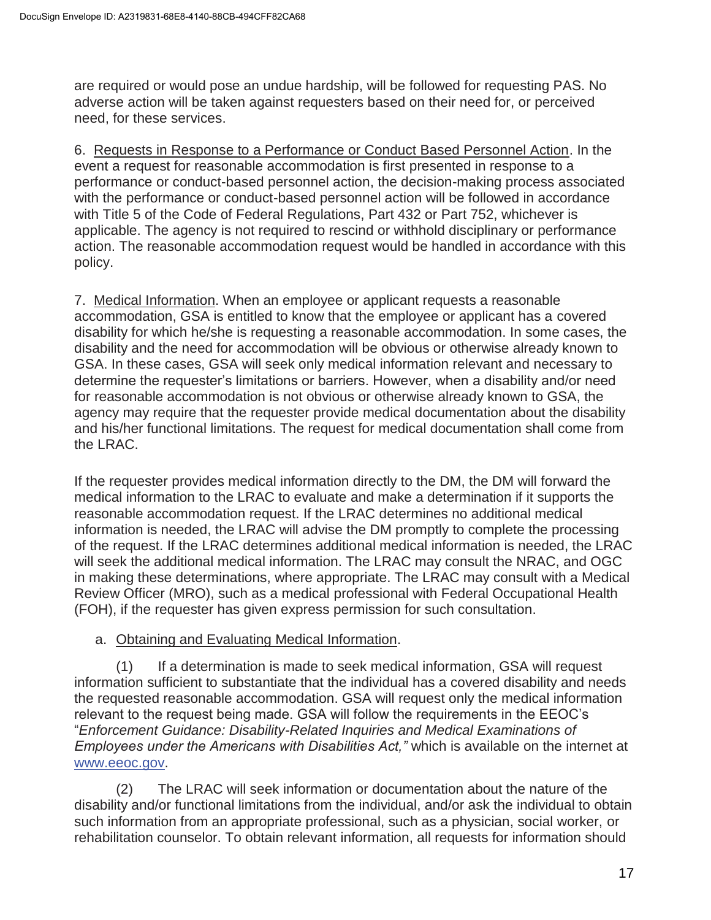are required or would pose an undue hardship, will be followed for requesting PAS. No adverse action will be taken against requesters based on their need for, or perceived need, for these services.

6. Requests in Response to a Performance or Conduct Based Personnel Action. In the event a request for reasonable accommodation is first presented in response to a performance or conduct-based personnel action, the decision-making process associated with the performance or conduct-based personnel action will be followed in accordance with Title 5 of the Code of Federal Regulations, Part 432 or Part 752, whichever is applicable. The agency is not required to rescind or withhold disciplinary or performance action. The reasonable accommodation request would be handled in accordance with this policy.

7. Medical Information. When an employee or applicant requests a reasonable accommodation, GSA is entitled to know that the employee or applicant has a covered disability for which he/she is requesting a reasonable accommodation. In some cases, the disability and the need for accommodation will be obvious or otherwise already known to GSA. In these cases, GSA will seek only medical information relevant and necessary to determine the requester's limitations or barriers. However, when a disability and/or need for reasonable accommodation is not obvious or otherwise already known to GSA, the agency may require that the requester provide medical documentation about the disability and his/her functional limitations. The request for medical documentation shall come from the LRAC.

If the requester provides medical information directly to the DM, the DM will forward the medical information to the LRAC to evaluate and make a determination if it supports the reasonable accommodation request. If the LRAC determines no additional medical information is needed, the LRAC will advise the DM promptly to complete the processing of the request. If the LRAC determines additional medical information is needed, the LRAC will seek the additional medical information. The LRAC may consult the NRAC, and OGC in making these determinations, where appropriate. The LRAC may consult with a Medical Review Officer (MRO), such as a medical professional with Federal Occupational Health (FOH), if the requester has given express permission for such consultation.

a. Obtaining and Evaluating Medical Information.

(1) If a determination is made to seek medical information, GSA will request information sufficient to substantiate that the individual has a covered disability and needs the requested reasonable accommodation. GSA will request only the medical information relevant to the request being made. GSA will follow the requirements in the EEOC's "*Enforcement Guidance: Disability-Related Inquiries and Medical Examinations of Employees under the Americans with Disabilities Act,"* which is available on the internet at www.eeoc.gov.

(2) The LRAC will seek information or documentation about the nature of the disability and/or functional limitations from the individual, and/or ask the individual to obtain such information from an appropriate professional, such as a physician, social worker, or rehabilitation counselor. To obtain relevant information, all requests for information should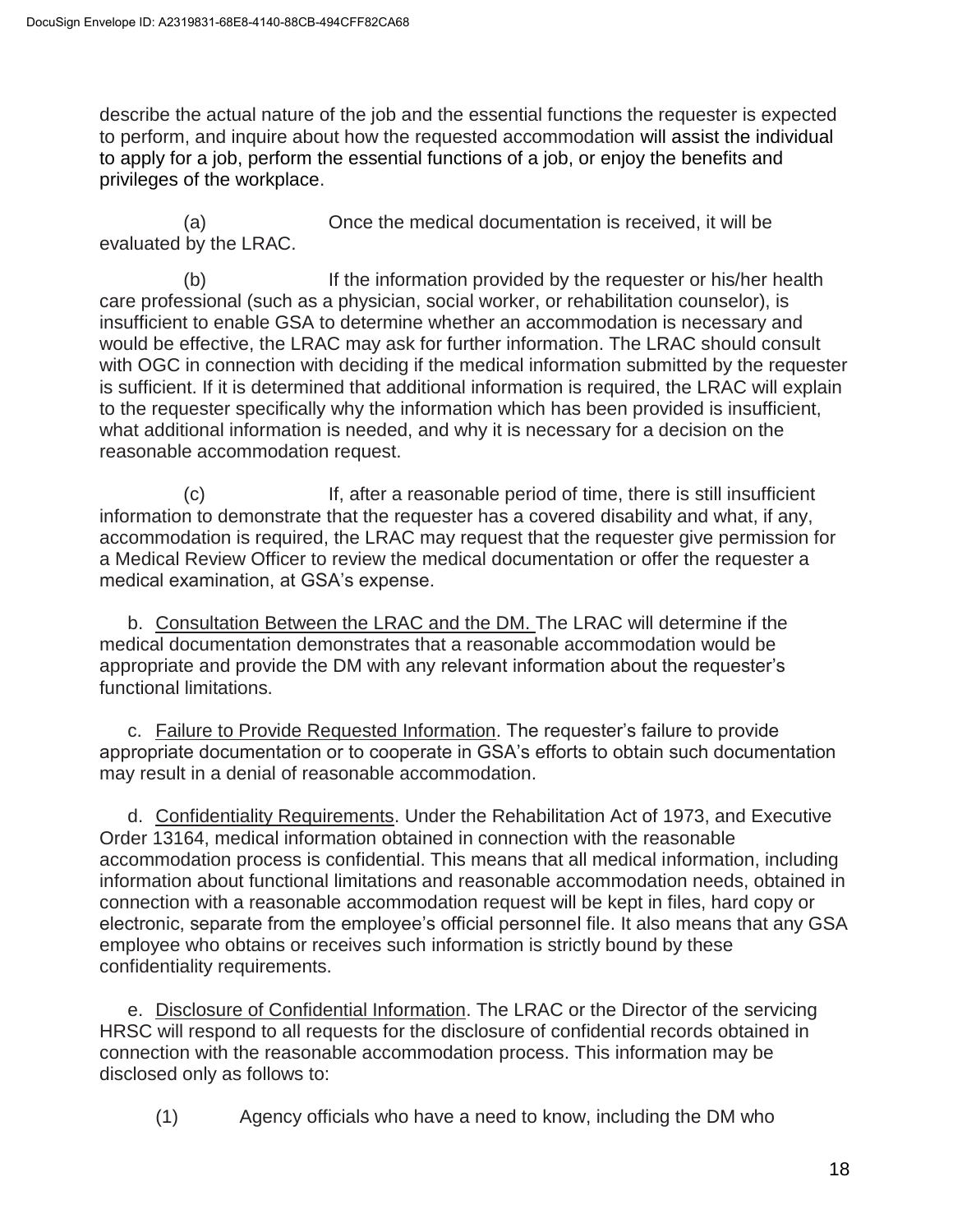describe the actual nature of the job and the essential functions the requester is expected to perform, and inquire about how the requested accommodation will assist the individual to apply for a job, perform the essential functions of a job, or enjoy the benefits and privileges of the workplace.

(a) Once the medical documentation is received, it will be evaluated by the LRAC.

(b) If the information provided by the requester or his/her health care professional (such as a physician, social worker, or rehabilitation counselor), is insufficient to enable GSA to determine whether an accommodation is necessary and would be effective, the LRAC may ask for further information. The LRAC should consult with OGC in connection with deciding if the medical information submitted by the requester is sufficient. If it is determined that additional information is required, the LRAC will explain to the requester specifically why the information which has been provided is insufficient, what additional information is needed, and why it is necessary for a decision on the reasonable accommodation request.

(c) If, after a reasonable period of time, there is still insufficient information to demonstrate that the requester has a covered disability and what, if any, accommodation is required, the LRAC may request that the requester give permission for a Medical Review Officer to review the medical documentation or offer the requester a medical examination, at GSA's expense.

b. Consultation Between the LRAC and the DM. The LRAC will determine if the medical documentation demonstrates that a reasonable accommodation would be appropriate and provide the DM with any relevant information about the requester's functional limitations.

c. Failure to Provide Requested Information. The requester's failure to provide appropriate documentation or to cooperate in GSA's efforts to obtain such documentation may result in a denial of reasonable accommodation.

d. Confidentiality Requirements. Under the Rehabilitation Act of 1973, and Executive Order 13164, medical information obtained in connection with the reasonable accommodation process is confidential. This means that all medical information, including information about functional limitations and reasonable accommodation needs, obtained in connection with a reasonable accommodation request will be kept in files, hard copy or electronic, separate from the employee's official personnel file. It also means that any GSA employee who obtains or receives such information is strictly bound by these confidentiality requirements.

e. Disclosure of Confidential Information. The LRAC or the Director of the servicing HRSC will respond to all requests for the disclosure of confidential records obtained in connection with the reasonable accommodation process. This information may be disclosed only as follows to:

(1) Agency officials who have a need to know, including the DM who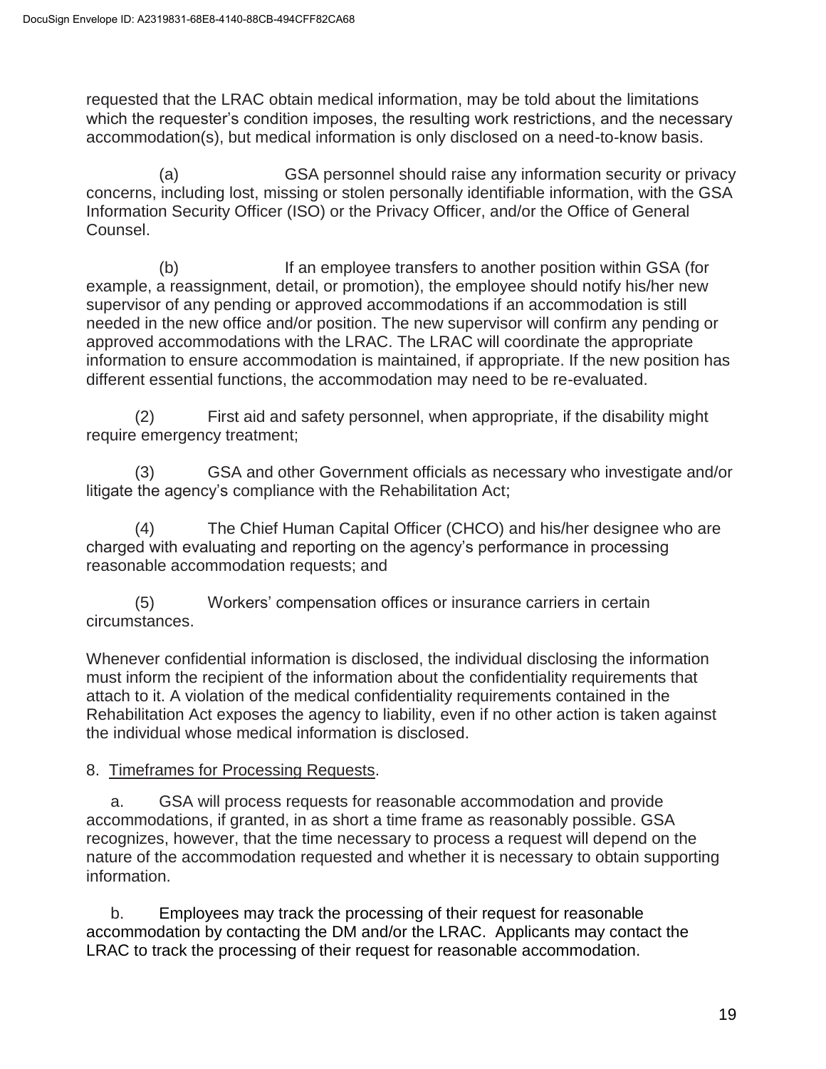requested that the LRAC obtain medical information, may be told about the limitations which the requester's condition imposes, the resulting work restrictions, and the necessary accommodation(s), but medical information is only disclosed on a need-to-know basis.

(a) GSA personnel should raise any information security or privacy concerns, including lost, missing or stolen personally identifiable information, with the GSA Information Security Officer (ISO) or the Privacy Officer, and/or the Office of General Counsel.

(b) If an employee transfers to another position within GSA (for example, a reassignment, detail, or promotion), the employee should notify his/her new supervisor of any pending or approved accommodations if an accommodation is still needed in the new office and/or position. The new supervisor will confirm any pending or approved accommodations with the LRAC. The LRAC will coordinate the appropriate information to ensure accommodation is maintained, if appropriate. If the new position has different essential functions, the accommodation may need to be re-evaluated.

(2) First aid and safety personnel, when appropriate, if the disability might require emergency treatment;

(3) GSA and other Government officials as necessary who investigate and/or litigate the agency's compliance with the Rehabilitation Act;

(4) The Chief Human Capital Officer (CHCO) and his/her designee who are charged with evaluating and reporting on the agency's performance in processing reasonable accommodation requests; and

(5) Workers' compensation offices or insurance carriers in certain circumstances.

Whenever confidential information is disclosed, the individual disclosing the information must inform the recipient of the information about the confidentiality requirements that attach to it. A violation of the medical confidentiality requirements contained in the Rehabilitation Act exposes the agency to liability, even if no other action is taken against the individual whose medical information is disclosed.

8. Timeframes for Processing Requests.

a. GSA will process requests for reasonable accommodation and provide accommodations, if granted, in as short a time frame as reasonably possible. GSA recognizes, however, that the time necessary to process a request will depend on the nature of the accommodation requested and whether it is necessary to obtain supporting information.

b. Employees may track the processing of their request for reasonable accommodation by contacting the DM and/or the LRAC. Applicants may contact the LRAC to track the processing of their request for reasonable accommodation.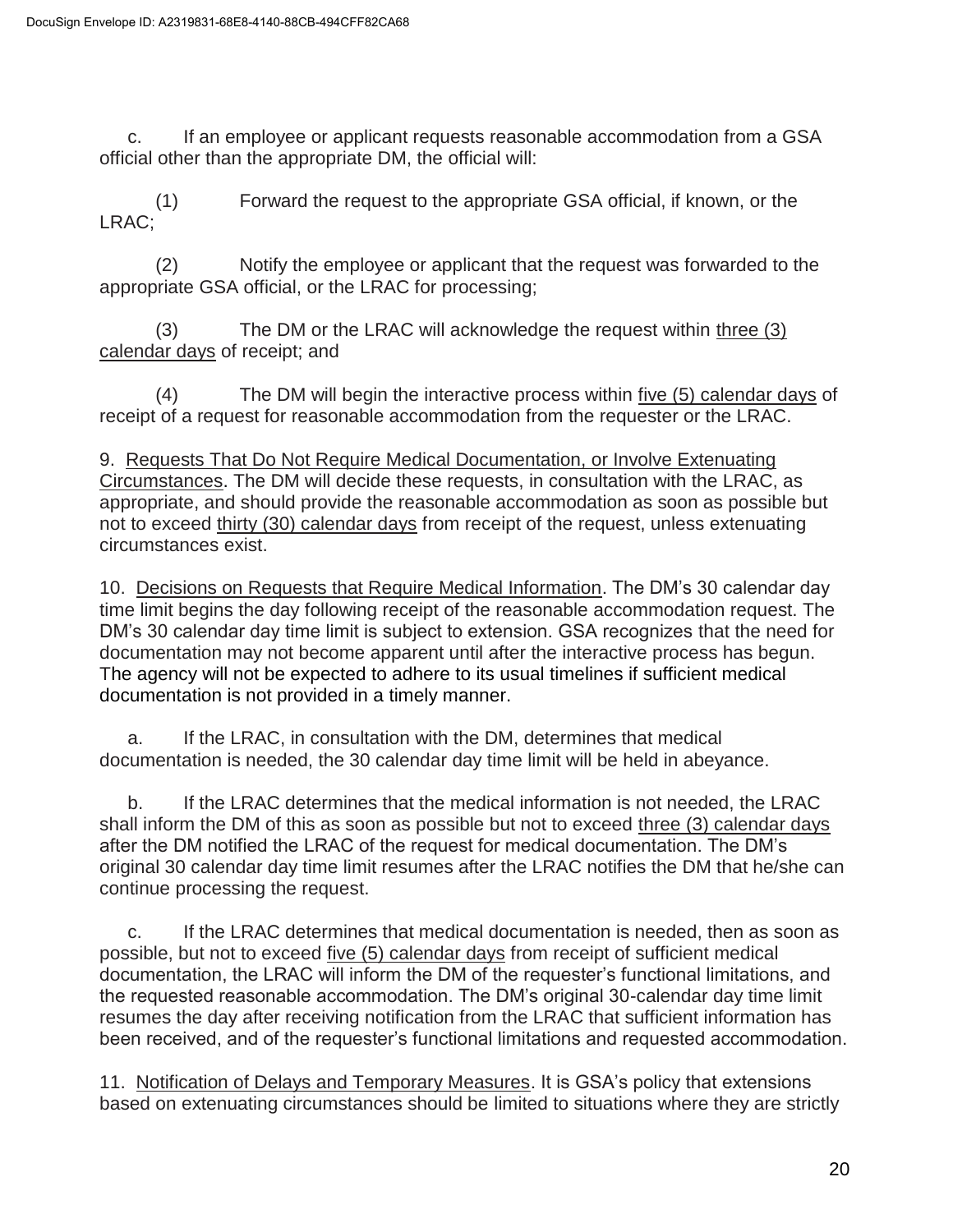c. If an employee or applicant requests reasonable accommodation from a GSA official other than the appropriate DM, the official will:

(1) Forward the request to the appropriate GSA official, if known, or the LRAC;

(2) Notify the employee or applicant that the request was forwarded to the appropriate GSA official, or the LRAC for processing;

(3) The DM or the LRAC will acknowledge the request within <u>three (3) calendar days</u> of receipt; and

(4) The DM will begin the interactive process within <u>five (5) calendar days</u> of receipt of a request for reasonable accommodation from the requester or the LRAC.

9. <u>Requests That Do Not Require Medical Documentation, or Involve Extenuating Circumstances</u>. The DM will decide these requests, in consultation with the LRAC, as appropriate, and should provide the reasonable accommodation as soon as possible but not to exceed <u>thirty (30) calendar days</u> from receipt of the request, unless extenuating circumstances exist.

10. <u>Decisions on Requests that Require Medical Information</u>. The DM's 30 calendar day time limit begins the day following receipt of the reasonable accommodation request. The DM's 30 calendar day time limit is subject to extension. GSA recognizes that the need for documentation may not become apparent until after the interactive process has begun. The agency will not be expected to adhere to its usual timelines if sufficient medical documentation is not provided in a timely manner.

a. If the LRAC, in consultation with the DM, determines that medical documentation is needed, the 30 calendar day time limit will be held in abeyance.

b. If the LRAC determines that the medical information is not needed, the LRAC shall inform the DM of this as soon as possible but not to exceed <u>three (3) calendar days</u> after the DM notified the LRAC of the request for medical documentation. The DM's original 30 calendar day time limit resumes after the LRAC notifies the DM that he/she can continue processing the request.

c. If the LRAC determines that medical documentation is needed, then as soon as possible, but not to exceed <u>five (5) calendar days</u> from receipt of sufficient medical documentation, the LRAC will inform the DM of the requester's functional limitations, and the requested reasonable accommodation. The DM's original 30-calendar day time limit resumes the day after receiving notification from the LRAC that sufficient information has been received, and of the requester's functional limitations and requested accommodation.

11. <u>Notification of Delays and Temporary Measures</u>. It is GSA's policy that extensions based on extenuating circumstances should be limited to situations where they are strictly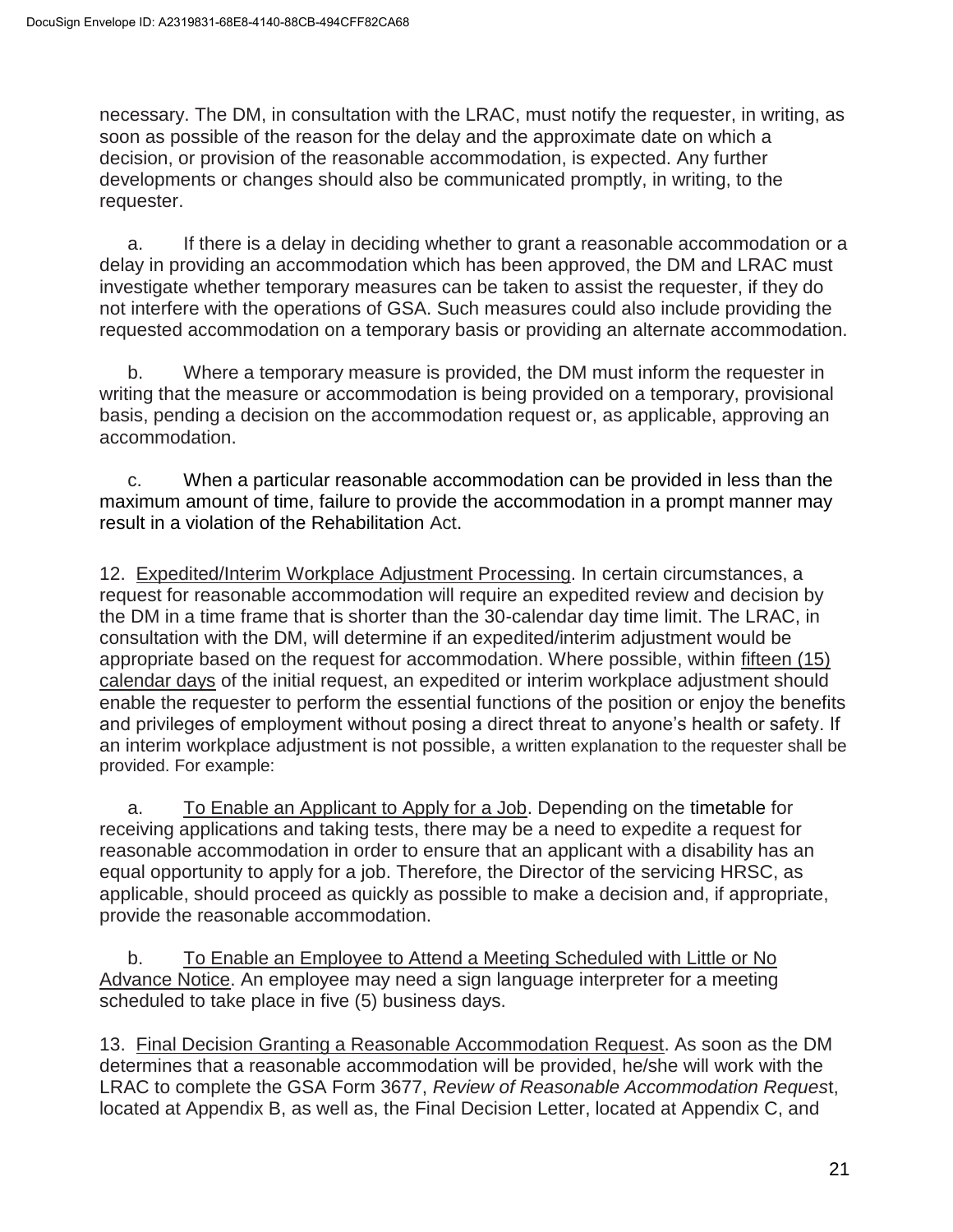necessary. The DM, in consultation with the LRAC, must notify the requester, in writing, as soon as possible of the reason for the delay and the approximate date on which a decision, or provision of the reasonable accommodation, is expected. Any further developments or changes should also be communicated promptly, in writing, to the requester.

a. If there is a delay in deciding whether to grant a reasonable accommodation or a delay in providing an accommodation which has been approved, the DM and LRAC must investigate whether temporary measures can be taken to assist the requester, if they do not interfere with the operations of GSA. Such measures could also include providing the requested accommodation on a temporary basis or providing an alternate accommodation.

b. Where a temporary measure is provided, the DM must inform the requester in writing that the measure or accommodation is being provided on a temporary, provisional basis, pending a decision on the accommodation request or, as applicable, approving an accommodation.

c. When a particular reasonable accommodation can be provided in less than the maximum amount of time, failure to provide the accommodation in a prompt manner may result in a violation of the Rehabilitation Act.

12. Expedited/Interim Workplace Adjustment Processing. In certain circumstances, a request for reasonable accommodation will require an expedited review and decision by the DM in a time frame that is shorter than the 30-calendar day time limit. The LRAC, in consultation with the DM, will determine if an expedited/interim adjustment would be appropriate based on the request for accommodation. Where possible, within fifteen (15) calendar days of the initial request, an expedited or interim workplace adjustment should enable the requester to perform the essential functions of the position or enjoy the benefits and privileges of employment without posing a direct threat to anyone's health or safety. If an interim workplace adjustment is not possible, a written explanation to the requester shall be provided. For example:

a. To Enable an Applicant to Apply for a Job. Depending on the timetable for receiving applications and taking tests, there may be a need to expedite a request for reasonable accommodation in order to ensure that an applicant with a disability has an equal opportunity to apply for a job. Therefore, the Director of the servicing HRSC, as applicable, should proceed as quickly as possible to make a decision and, if appropriate, provide the reasonable accommodation.

b. To Enable an Employee to Attend a Meeting Scheduled with Little or No Advance Notice. An employee may need a sign language interpreter for a meeting scheduled to take place in five (5) business days.

13. Final Decision Granting a Reasonable Accommodation Request. As soon as the DM determines that a reasonable accommodation will be provided, he/she will work with the LRAC to complete the GSA Form 3677, *Review of Reasonable Accommodation Request*, located at Appendix B, as well as, the Final Decision Letter, located at Appendix C, and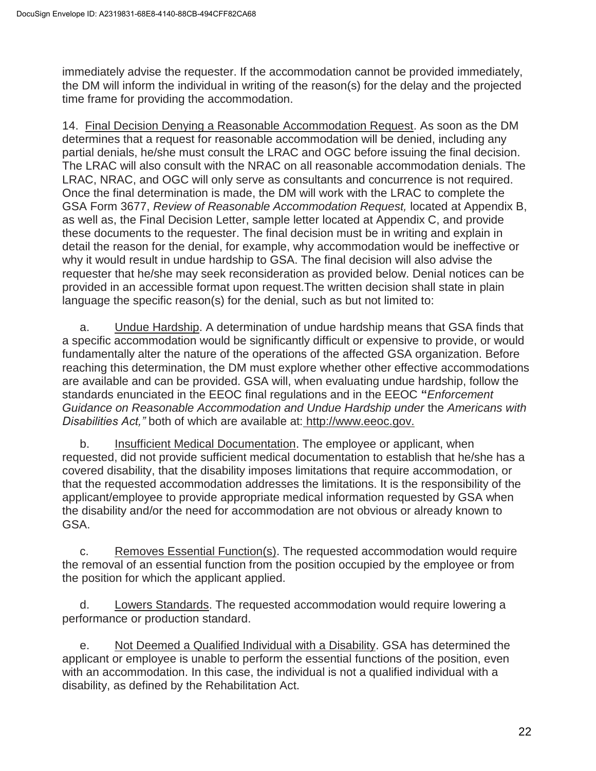immediately advise the requester. If the accommodation cannot be provided immediately, the DM will inform the individual in writing of the reason(s) for the delay and the projected time frame for providing the accommodation.

14. Final Decision Denying a Reasonable Accommodation Request. As soon as the DM determines that a request for reasonable accommodation will be denied, including any partial denials, he/she must consult the LRAC and OGC before issuing the final decision. The LRAC will also consult with the NRAC on all reasonable accommodation denials. The LRAC, NRAC, and OGC will only serve as consultants and concurrence is not required. Once the final determination is made, the DM will work with the LRAC to complete the GSA Form 3677, *Review of Reasonable Accommodation Request,* located at Appendix B, as well as, the Final Decision Letter, sample letter located at Appendix C, and provide these documents to the requester. The final decision must be in writing and explain in detail the reason for the denial, for example, why accommodation would be ineffective or why it would result in undue hardship to GSA. The final decision will also advise the requester that he/she may seek reconsideration as provided below. Denial notices can be provided in an accessible format upon request.The written decision shall state in plain language the specific reason(s) for the denial, such as but not limited to:

a. Undue Hardship. A determination of undue hardship means that GSA finds that a specific accommodation would be significantly difficult or expensive to provide, or would fundamentally alter the nature of the operations of the affected GSA organization. Before reaching this determination, the DM must explore whether other effective accommodations are available and can be provided. GSA will, when evaluating undue hardship, follow the standards enunciated in the EEOC final regulations and in the EEOC **"***Enforcement Guidance on Reasonable Accommodation and Undue Hardship under* the *Americans with Disabilities Act,"* both of which are available at: http://www.eeoc.gov.

b. Insufficient Medical Documentation. The employee or applicant, when requested, did not provide sufficient medical documentation to establish that he/she has a covered disability, that the disability imposes limitations that require accommodation, or that the requested accommodation addresses the limitations. It is the responsibility of the applicant/employee to provide appropriate medical information requested by GSA when the disability and/or the need for accommodation are not obvious or already known to GSA.

c. Removes Essential Function(s). The requested accommodation would require the removal of an essential function from the position occupied by the employee or from the position for which the applicant applied.

d. Lowers Standards. The requested accommodation would require lowering a performance or production standard.

e. Not Deemed a Qualified Individual with a Disability. GSA has determined the applicant or employee is unable to perform the essential functions of the position, even with an accommodation. In this case, the individual is not a qualified individual with a disability, as defined by the Rehabilitation Act.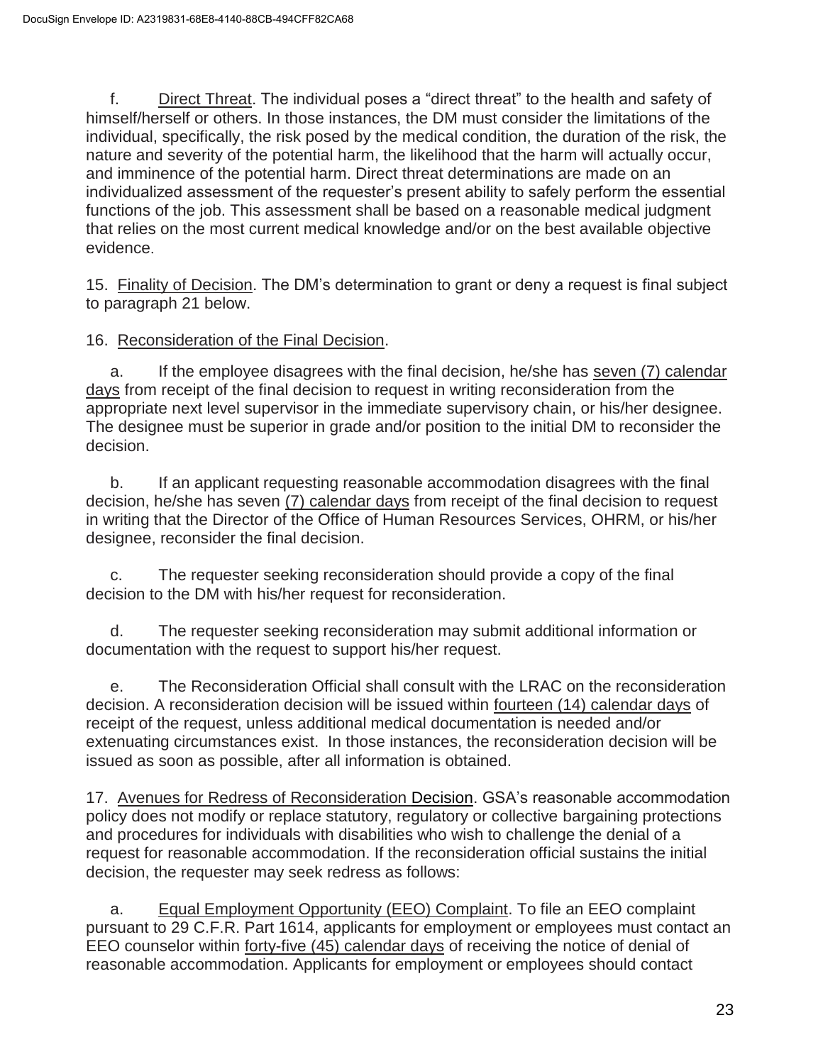f. Direct Threat. The individual poses a "direct threat" to the health and safety of himself/herself or others. In those instances, the DM must consider the limitations of the individual, specifically, the risk posed by the medical condition, the duration of the risk, the nature and severity of the potential harm, the likelihood that the harm will actually occur, and imminence of the potential harm. Direct threat determinations are made on an individualized assessment of the requester's present ability to safely perform the essential functions of the job. This assessment shall be based on a reasonable medical judgment that relies on the most current medical knowledge and/or on the best available objective evidence.

15. Finality of Decision. The DM's determination to grant or deny a request is final subject to paragraph 21 below.

16. Reconsideration of the Final Decision.

a. If the employee disagrees with the final decision, he/she has seven (7) calendar days from receipt of the final decision to request in writing reconsideration from the appropriate next level supervisor in the immediate supervisory chain, or his/her designee. The designee must be superior in grade and/or position to the initial DM to reconsider the decision.

b. If an applicant requesting reasonable accommodation disagrees with the final decision, he/she has seven (7) calendar days from receipt of the final decision to request in writing that the Director of the Office of Human Resources Services, OHRM, or his/her designee, reconsider the final decision.

c. The requester seeking reconsideration should provide a copy of the final decision to the DM with his/her request for reconsideration.

d. The requester seeking reconsideration may submit additional information or documentation with the request to support his/her request.

e. The Reconsideration Official shall consult with the LRAC on the reconsideration decision. A reconsideration decision will be issued within fourteen (14) calendar days of receipt of the request, unless additional medical documentation is needed and/or extenuating circumstances exist. In those instances, the reconsideration decision will be issued as soon as possible, after all information is obtained.

17. Avenues for Redress of Reconsideration Decision. GSA's reasonable accommodation policy does not modify or replace statutory, regulatory or collective bargaining protections and procedures for individuals with disabilities who wish to challenge the denial of a request for reasonable accommodation. If the reconsideration official sustains the initial decision, the requester may seek redress as follows:

a. Equal Employment Opportunity (EEO) Complaint. To file an EEO complaint pursuant to 29 C.F.R. Part 1614, applicants for employment or employees must contact an EEO counselor within forty-five (45) calendar days of receiving the notice of denial of reasonable accommodation. Applicants for employment or employees should contact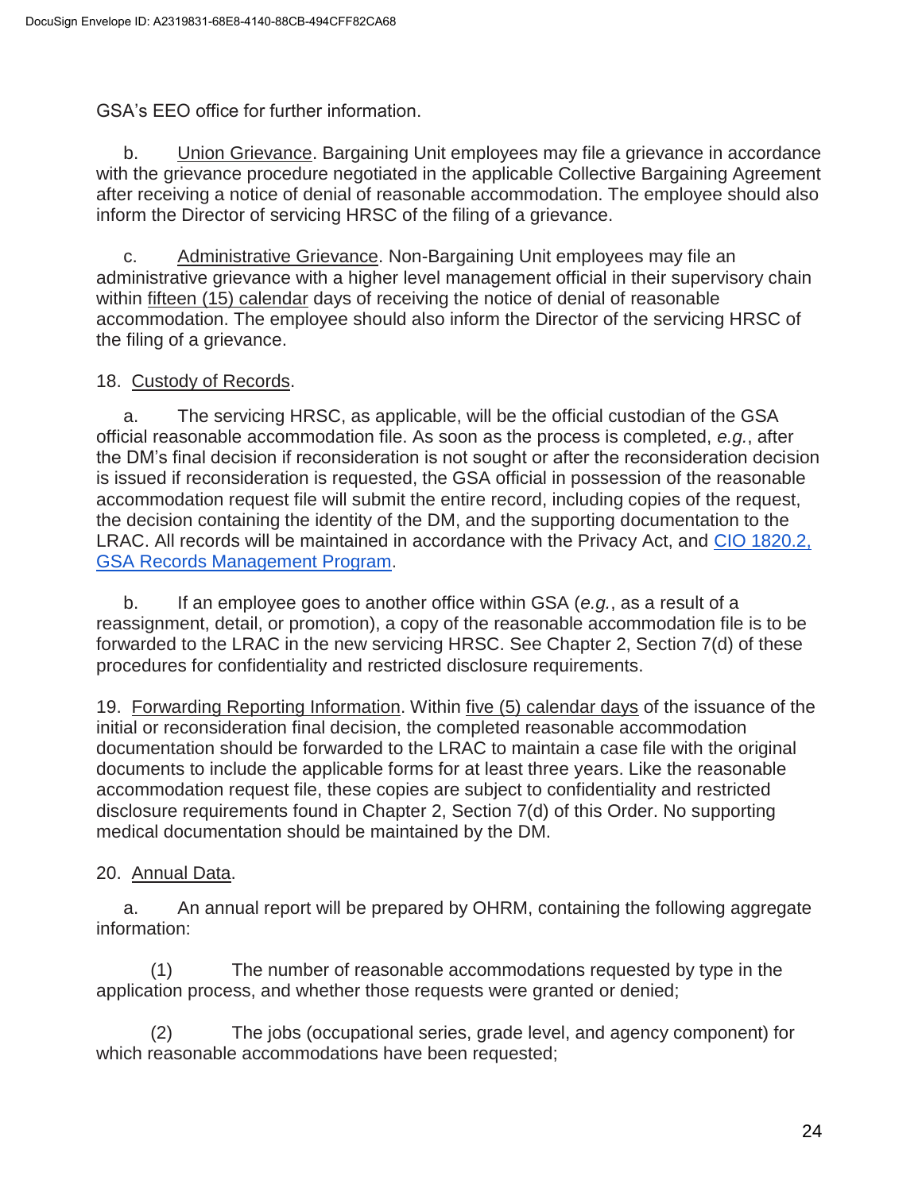GSA's EEO office for further information.

b. Union Grievance. Bargaining Unit employees may file a grievance in accordance with the grievance procedure negotiated in the applicable Collective Bargaining Agreement after receiving a notice of denial of reasonable accommodation. The employee should also inform the Director of servicing HRSC of the filing of a grievance.

c. Administrative Grievance. Non-Bargaining Unit employees may file an administrative grievance with a higher level management official in their supervisory chain within fifteen (15) calendar days of receiving the notice of denial of reasonable accommodation. The employee should also inform the Director of the servicing HRSC of the filing of a grievance.

18. Custody of Records.

a. The servicing HRSC, as applicable, will be the official custodian of the GSA official reasonable accommodation file. As soon as the process is completed, *e.g.*, after the DM's final decision if reconsideration is not sought or after the reconsideration decision is issued if reconsideration is requested, the GSA official in possession of the reasonable accommodation request file will submit the entire record, including copies of the request, the decision containing the identity of the DM, and the supporting documentation to the LRAC. All records will be maintained in accordance with the Privacy Act, and [CIO 1820.2, GSA Records Management Program]().

b. If an employee goes to another office within GSA (*e.g.*, as a result of a reassignment, detail, or promotion), a copy of the reasonable accommodation file is to be forwarded to the LRAC in the new servicing HRSC. See Chapter 2, Section 7(d) of these procedures for confidentiality and restricted disclosure requirements.

19. Forwarding Reporting Information. Within five (5) calendar days of the issuance of the initial or reconsideration final decision, the completed reasonable accommodation documentation should be forwarded to the LRAC to maintain a case file with the original documents to include the applicable forms for at least three years. Like the reasonable accommodation request file, these copies are subject to confidentiality and restricted disclosure requirements found in Chapter 2, Section 7(d) of this Order. No supporting medical documentation should be maintained by the DM.

20. Annual Data.

a. An annual report will be prepared by OHRM, containing the following aggregate information:

(1) The number of reasonable accommodations requested by type in the application process, and whether those requests were granted or denied;

(2) The jobs (occupational series, grade level, and agency component) for which reasonable accommodations have been requested;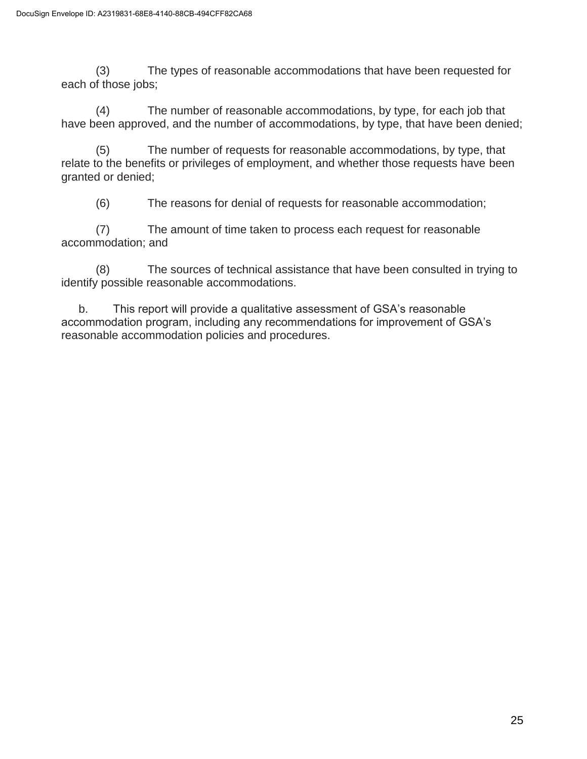(3) The types of reasonable accommodations that have been requested for each of those jobs;

(4) The number of reasonable accommodations, by type, for each job that have been approved, and the number of accommodations, by type, that have been denied;

(5) The number of requests for reasonable accommodations, by type, that relate to the benefits or privileges of employment, and whether those requests have been granted or denied;

(6) The reasons for denial of requests for reasonable accommodation;

(7) The amount of time taken to process each request for reasonable accommodation; and

(8) The sources of technical assistance that have been consulted in trying to identify possible reasonable accommodations.

b. This report will provide a qualitative assessment of GSA's reasonable accommodation program, including any recommendations for improvement of GSA's reasonable accommodation policies and procedures.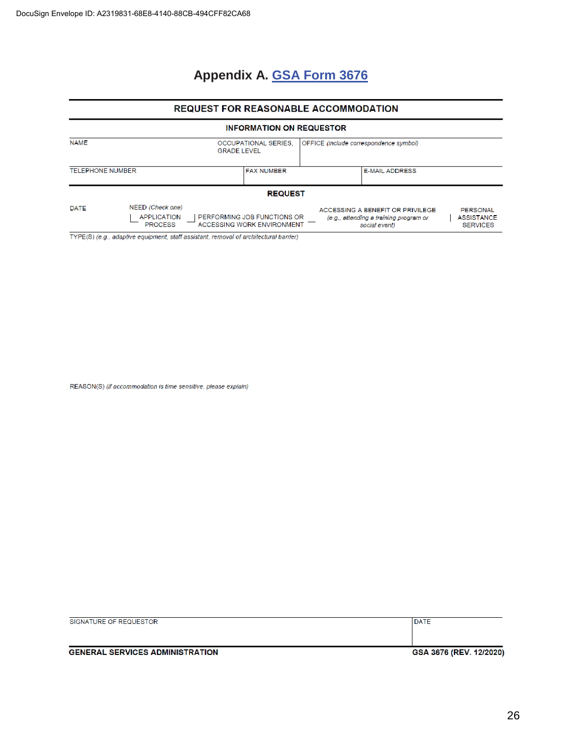## Appendix A. GSA Form 3676

### REQUEST FOR REASONABLE ACCOMMODATION

#### INFORMATION ON REQUESTOR

| NAME | OCCUPATIONAL SERIES, GRADE LEVEL | OFFICE *(include correspondence symbol)* |
|---|---|---|
| | | |

| TELEPHONE NUMBER | FAX NUMBER | E-MAIL ADDRESS |
|---|---|---|
| | | |

#### REQUEST

| DATE | NEED *(Check one)* | | | |
|---|---|---|---|---|
| | APPLICATION PROCESS | PERFORMING JOB FUNCTIONS OR ACCESSING WORK ENVIRONMENT | ACCESSING A BENEFIT OR PRIVILEGE *(e.g., attending a training program or social event)* | PERSONAL ASSISTANCE SERVICES |

TYPE(S) *(e.g., adaptive equipment, staff assistant, removal of architectural barrier)*

REASON(S) *(if accommodation is time sensitive, please explain)*

| SIGNATURE OF REQUESTOR | DATE |
|---|---|
| | |

**GENERAL SERVICES ADMINISTRATION** **GSA 3676 (REV. 12/2020)**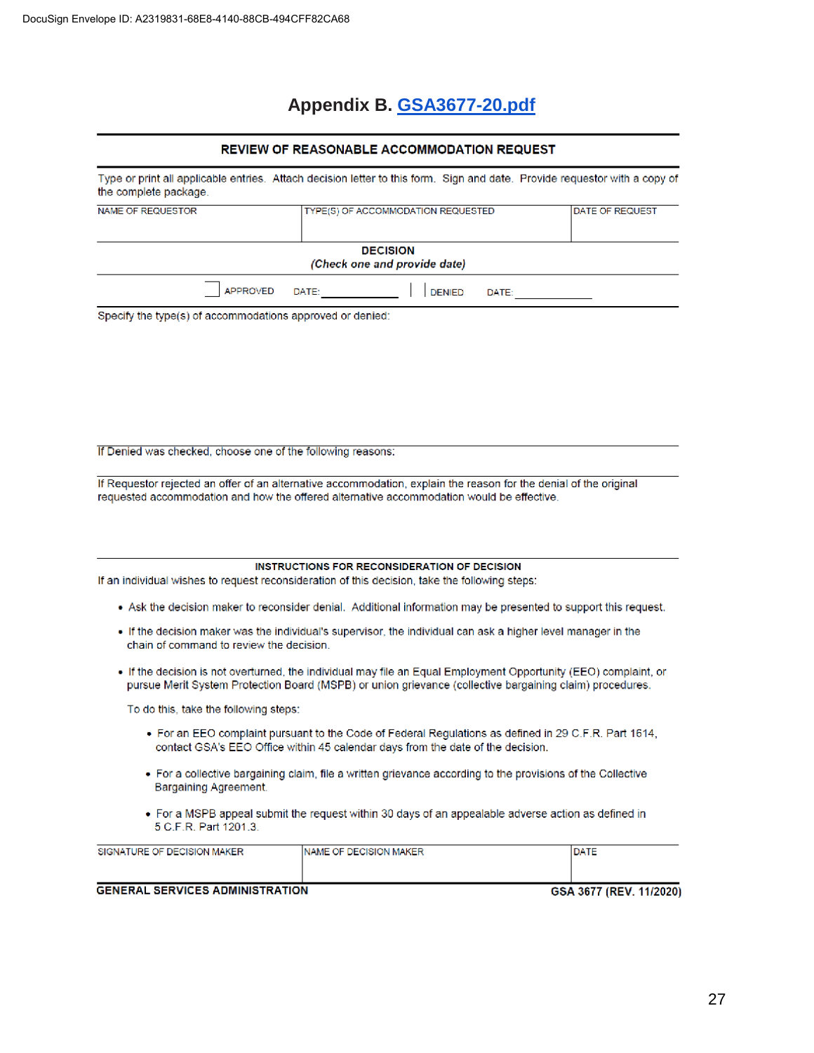## Appendix B. GSA3677-20.pdf

### REVIEW OF REASONABLE ACCOMMODATION REQUEST

Type or print all applicable entries. Attach decision letter to this form. Sign and date. Provide requestor with a copy of the complete package.

| NAME OF REQUESTOR | TYPE(S) OF ACCOMMODATION REQUESTED | DATE OF REQUEST |
|---|---|---|
| | | |

**DECISION**
***(Check one and provide date)***

☐ APPROVED DATE: ______________ ☐ DENIED DATE: ______________

Specify the type(s) of accommodations approved or denied:

If Denied was checked, choose one of the following reasons:

If Requestor rejected an offer of an alternative accommodation, explain the reason for the denial of the original requested accommodation and how the offered alternative accommodation would be effective.

**INSTRUCTIONS FOR RECONSIDERATION OF DECISION**

If an individual wishes to request reconsideration of this decision, take the following steps:

- Ask the decision maker to reconsider denial. Additional information may be presented to support this request.
- If the decision maker was the individual's supervisor, the individual can ask a higher level manager in the chain of command to review the decision.
- If the decision is not overturned, the individual may file an Equal Employment Opportunity (EEO) complaint, or pursue Merit System Protection Board (MSPB) or union grievance (collective bargaining claim) procedures.

  To do this, take the following steps:

  - For an EEO complaint pursuant to the Code of Federal Regulations as defined in 29 C.F.R. Part 1614, contact GSA's EEO Office within 45 calendar days from the date of the decision.
  - For a collective bargaining claim, file a written grievance according to the provisions of the Collective Bargaining Agreement.
  - For a MSPB appeal submit the request within 30 days of an appealable adverse action as defined in 5 C.F.R. Part 1201.3.

| SIGNATURE OF DECISION MAKER | NAME OF DECISION MAKER | DATE |
|---|---|---|
| | | |

**GENERAL SERVICES ADMINISTRATION** **GSA 3677 (REV. 11/2020)**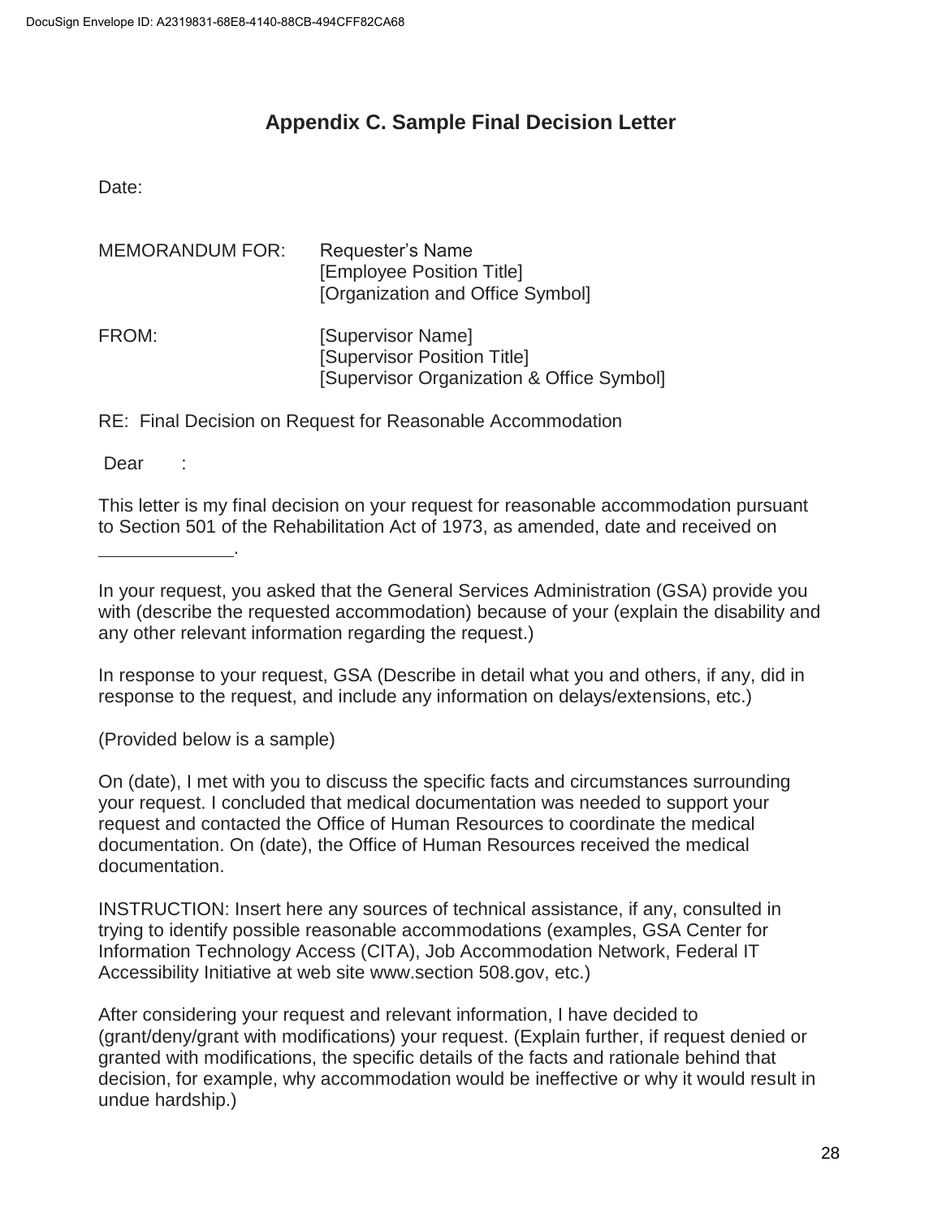## Appendix C. Sample Final Decision Letter

Date:

MEMORANDUM FOR: Requester's Name
[Employee Position Title]
[Organization and Office Symbol]

FROM: [Supervisor Name]
[Supervisor Position Title]
[Supervisor Organization & Office Symbol]

RE: Final Decision on Request for Reasonable Accommodation

Dear :

This letter is my final decision on your request for reasonable accommodation pursuant to Section 501 of the Rehabilitation Act of 1973, as amended, date and received on ____________.

In your request, you asked that the General Services Administration (GSA) provide you with (describe the requested accommodation) because of your (explain the disability and any other relevant information regarding the request.)

In response to your request, GSA (Describe in detail what you and others, if any, did in response to the request, and include any information on delays/extensions, etc.)

(Provided below is a sample)

On (date), I met with you to discuss the specific facts and circumstances surrounding your request. I concluded that medical documentation was needed to support your request and contacted the Office of Human Resources to coordinate the medical documentation. On (date), the Office of Human Resources received the medical documentation.

INSTRUCTION: Insert here any sources of technical assistance, if any, consulted in trying to identify possible reasonable accommodations (examples, GSA Center for Information Technology Access (CITA), Job Accommodation Network, Federal IT Accessibility Initiative at web site www.section 508.gov, etc.)

After considering your request and relevant information, I have decided to (grant/deny/grant with modifications) your request. (Explain further, if request denied or granted with modifications, the specific details of the facts and rationale behind that decision, for example, why accommodation would be ineffective or why it would result in undue hardship.)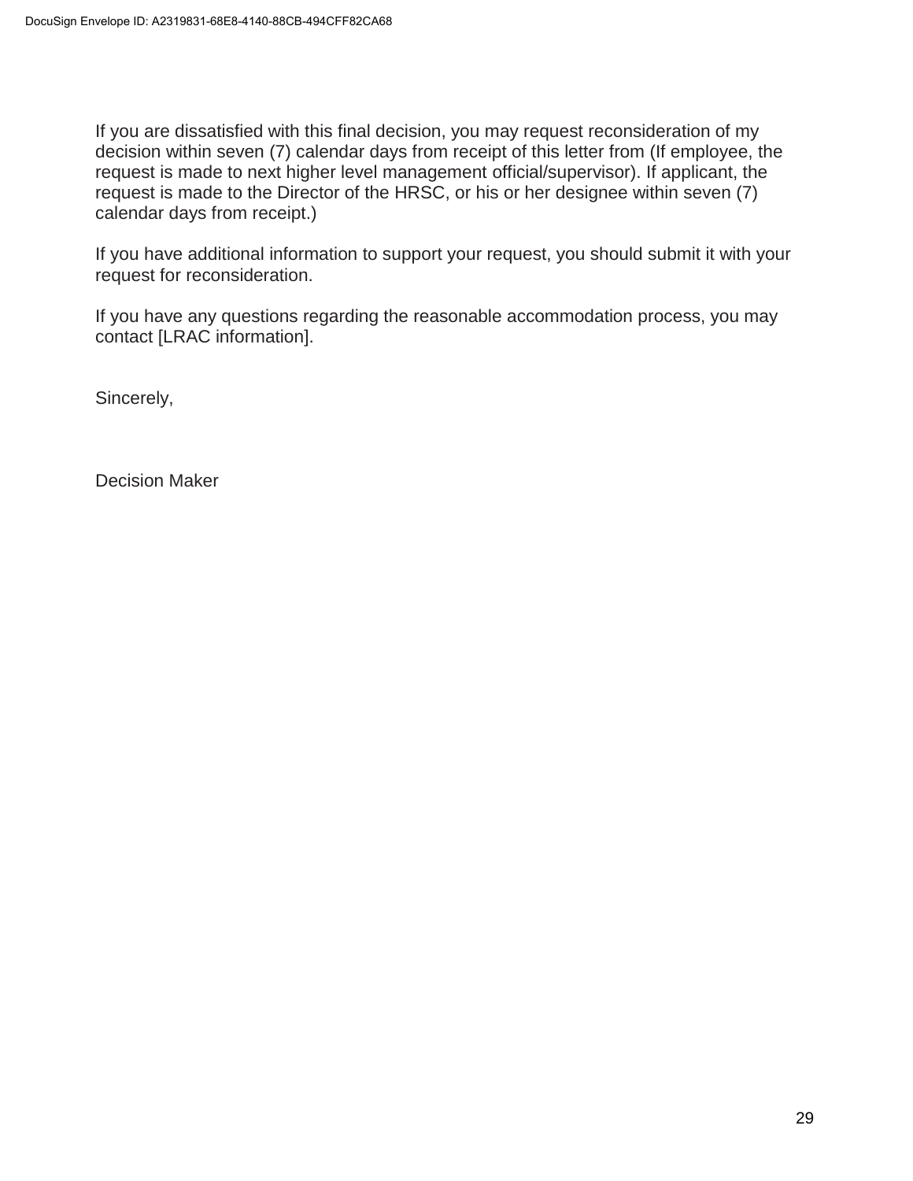If you are dissatisfied with this final decision, you may request reconsideration of my decision within seven (7) calendar days from receipt of this letter from (If employee, the request is made to next higher level management official/supervisor). If applicant, the request is made to the Director of the HRSC, or his or her designee within seven (7) calendar days from receipt.)

If you have additional information to support your request, you should submit it with your request for reconsideration.

If you have any questions regarding the reasonable accommodation process, you may contact [LRAC information].

Sincerely,

Decision Maker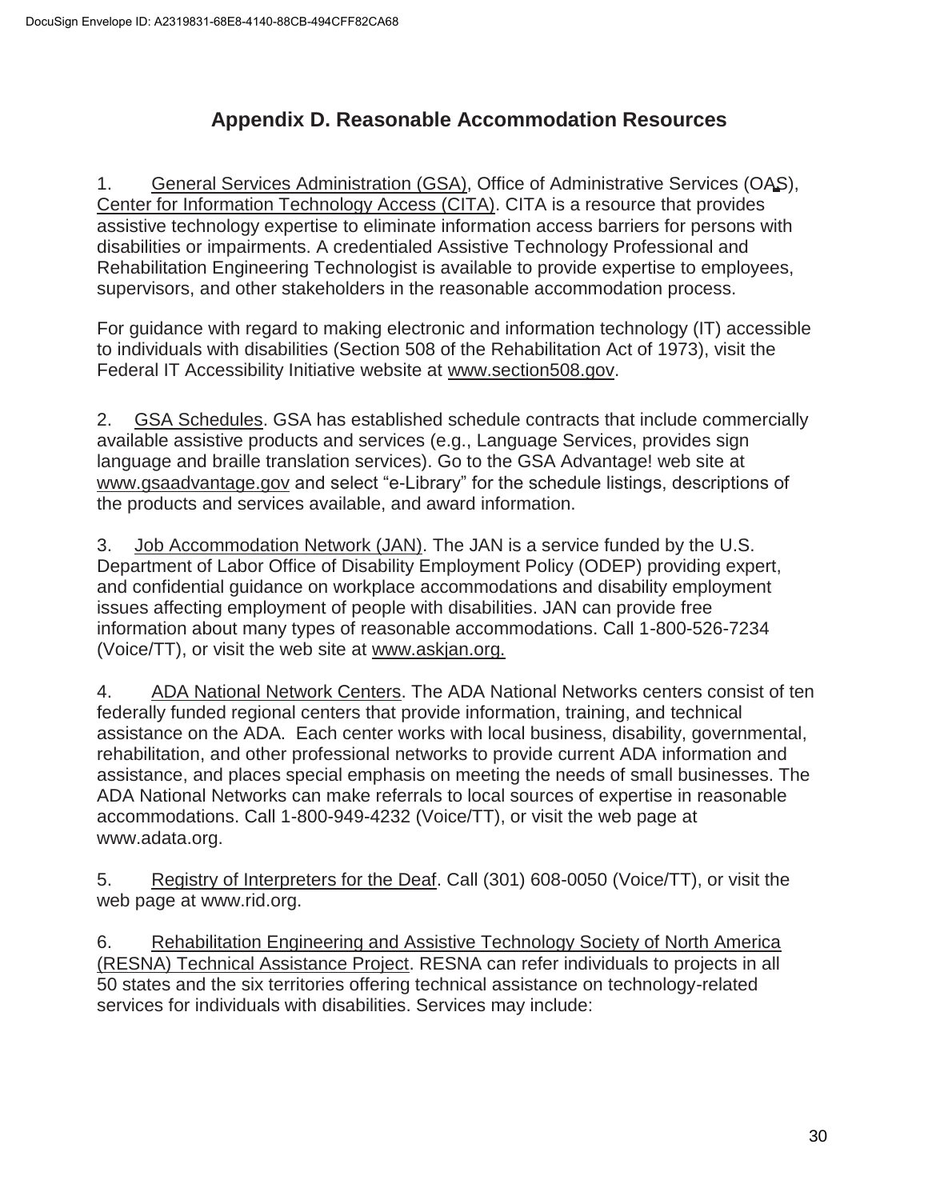## Appendix D. Reasonable Accommodation Resources

1. General Services Administration (GSA), Office of Administrative Services (OAS), Center for Information Technology Access (CITA). CITA is a resource that provides assistive technology expertise to eliminate information access barriers for persons with disabilities or impairments. A credentialed Assistive Technology Professional and Rehabilitation Engineering Technologist is available to provide expertise to employees, supervisors, and other stakeholders in the reasonable accommodation process.

For guidance with regard to making electronic and information technology (IT) accessible to individuals with disabilities (Section 508 of the Rehabilitation Act of 1973), visit the Federal IT Accessibility Initiative website at www.section508.gov.

2. GSA Schedules. GSA has established schedule contracts that include commercially available assistive products and services (e.g., Language Services, provides sign language and braille translation services). Go to the GSA Advantage! web site at www.gsaadvantage.gov and select "e-Library" for the schedule listings, descriptions of the products and services available, and award information.

3. Job Accommodation Network (JAN). The JAN is a service funded by the U.S. Department of Labor Office of Disability Employment Policy (ODEP) providing expert, and confidential guidance on workplace accommodations and disability employment issues affecting employment of people with disabilities. JAN can provide free information about many types of reasonable accommodations. Call 1-800-526-7234 (Voice/TT), or visit the web site at www.askjan.org.

4. ADA National Network Centers. The ADA National Networks centers consist of ten federally funded regional centers that provide information, training, and technical assistance on the ADA. Each center works with local business, disability, governmental, rehabilitation, and other professional networks to provide current ADA information and assistance, and places special emphasis on meeting the needs of small businesses. The ADA National Networks can make referrals to local sources of expertise in reasonable accommodations. Call 1-800-949-4232 (Voice/TT), or visit the web page at www.adata.org.

5. Registry of Interpreters for the Deaf. Call (301) 608-0050 (Voice/TT), or visit the web page at www.rid.org.

6. Rehabilitation Engineering and Assistive Technology Society of North America (RESNA) Technical Assistance Project. RESNA can refer individuals to projects in all 50 states and the six territories offering technical assistance on technology-related services for individuals with disabilities. Services may include: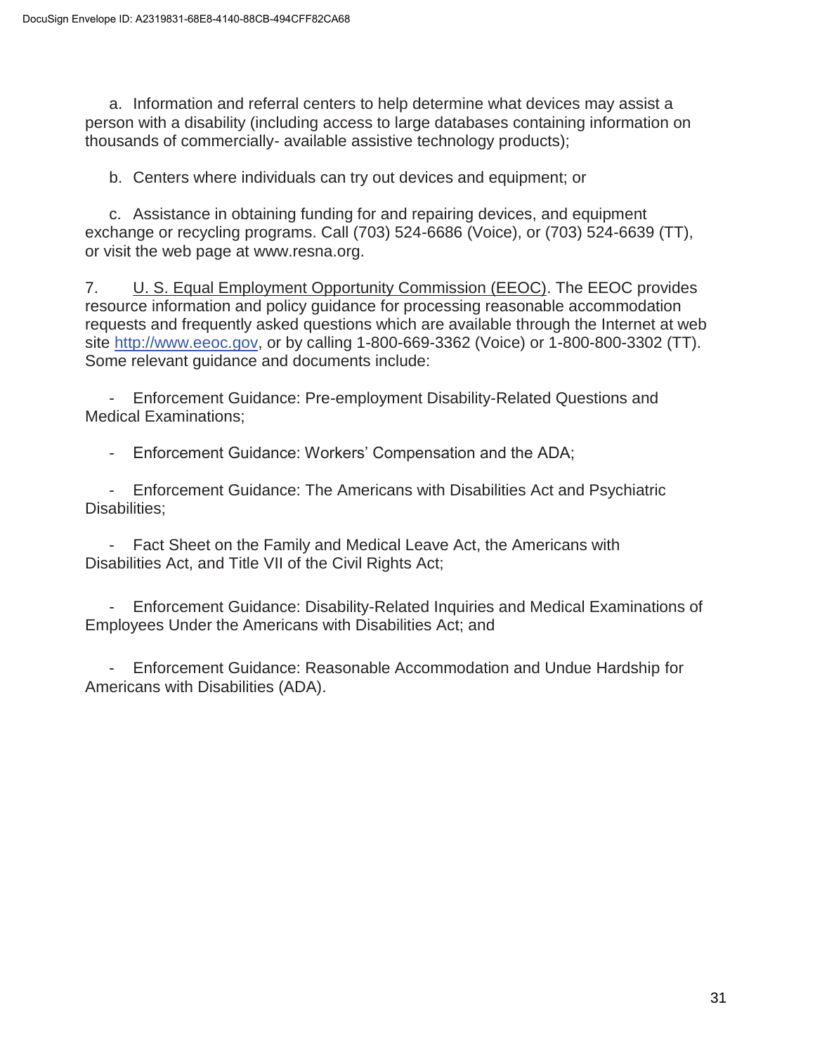a. Information and referral centers to help determine what devices may assist a person with a disability (including access to large databases containing information on thousands of commercially- available assistive technology products);

b. Centers where individuals can try out devices and equipment; or

c. Assistance in obtaining funding for and repairing devices, and equipment exchange or recycling programs. Call (703) 524-6686 (Voice), or (703) 524-6639 (TT), or visit the web page at www.resna.org.

7. U. S. Equal Employment Opportunity Commission (EEOC). The EEOC provides resource information and policy guidance for processing reasonable accommodation requests and frequently asked questions which are available through the Internet at web site http://www.eeoc.gov, or by calling 1-800-669-3362 (Voice) or 1-800-800-3302 (TT). Some relevant guidance and documents include:

- Enforcement Guidance: Pre-employment Disability-Related Questions and Medical Examinations;

- Enforcement Guidance: Workers' Compensation and the ADA;

- Enforcement Guidance: The Americans with Disabilities Act and Psychiatric Disabilities;

- Fact Sheet on the Family and Medical Leave Act, the Americans with Disabilities Act, and Title VII of the Civil Rights Act;

- Enforcement Guidance: Disability-Related Inquiries and Medical Examinations of Employees Under the Americans with Disabilities Act; and

- Enforcement Guidance: Reasonable Accommodation and Undue Hardship for Americans with Disabilities (ADA).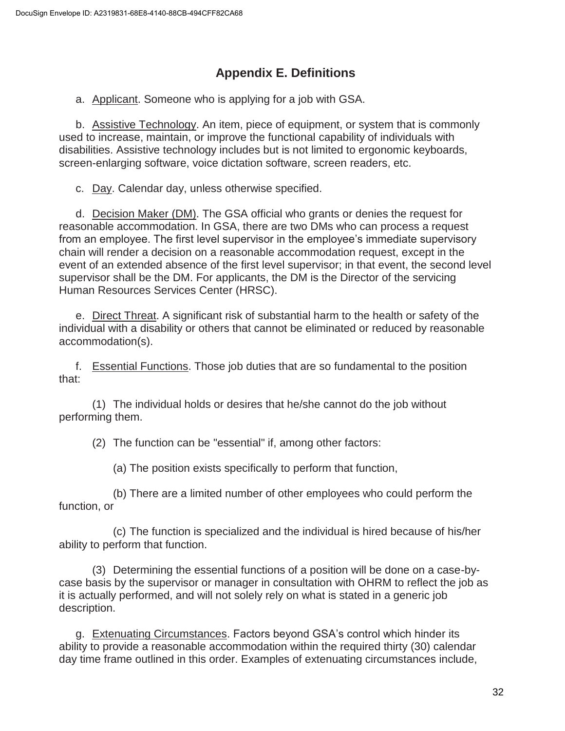## Appendix E. Definitions

a. Applicant. Someone who is applying for a job with GSA.

b. Assistive Technology. An item, piece of equipment, or system that is commonly used to increase, maintain, or improve the functional capability of individuals with disabilities. Assistive technology includes but is not limited to ergonomic keyboards, screen-enlarging software, voice dictation software, screen readers, etc.

c. Day. Calendar day, unless otherwise specified.

d. Decision Maker (DM). The GSA official who grants or denies the request for reasonable accommodation. In GSA, there are two DMs who can process a request from an employee. The first level supervisor in the employee's immediate supervisory chain will render a decision on a reasonable accommodation request, except in the event of an extended absence of the first level supervisor; in that event, the second level supervisor shall be the DM. For applicants, the DM is the Director of the servicing Human Resources Services Center (HRSC).

e. Direct Threat. A significant risk of substantial harm to the health or safety of the individual with a disability or others that cannot be eliminated or reduced by reasonable accommodation(s).

f. Essential Functions. Those job duties that are so fundamental to the position that:

(1) The individual holds or desires that he/she cannot do the job without performing them.

(2) The function can be "essential" if, among other factors:

(a) The position exists specifically to perform that function,

(b) There are a limited number of other employees who could perform the function, or

(c) The function is specialized and the individual is hired because of his/her ability to perform that function.

(3) Determining the essential functions of a position will be done on a case-by-case basis by the supervisor or manager in consultation with OHRM to reflect the job as it is actually performed, and will not solely rely on what is stated in a generic job description.

g. Extenuating Circumstances. Factors beyond GSA's control which hinder its ability to provide a reasonable accommodation within the required thirty (30) calendar day time frame outlined in this order. Examples of extenuating circumstances include,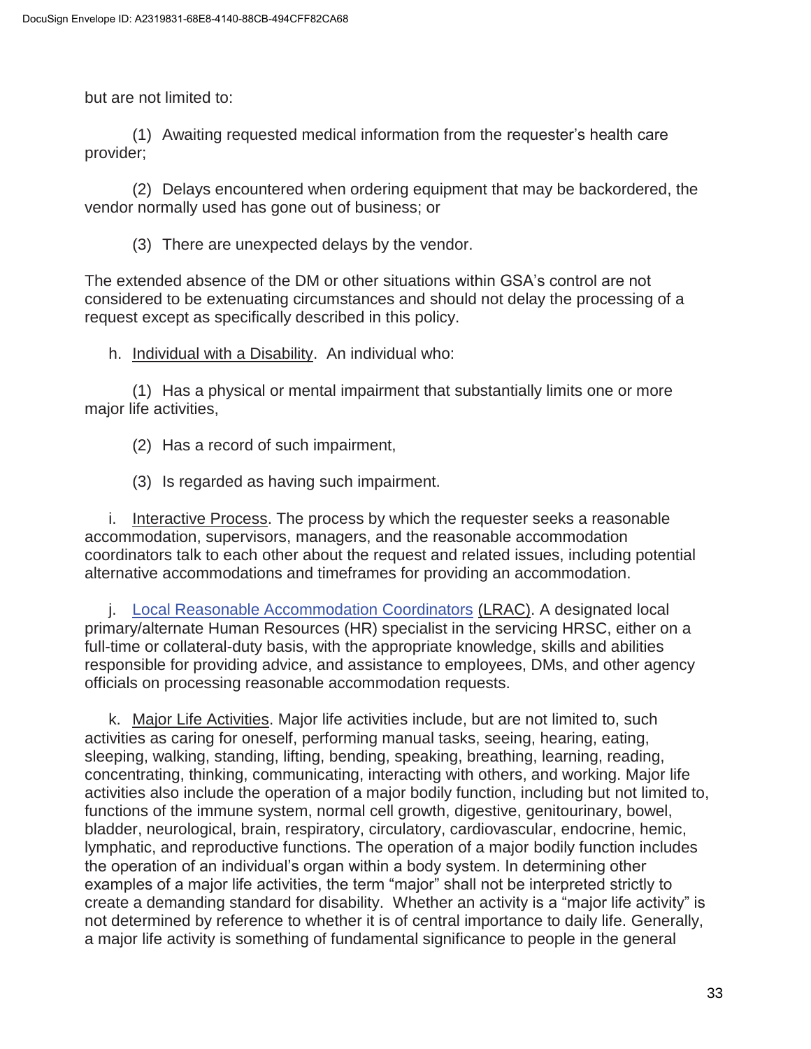but are not limited to:

(1) Awaiting requested medical information from the requester's health care provider;

(2) Delays encountered when ordering equipment that may be backordered, the vendor normally used has gone out of business; or

(3) There are unexpected delays by the vendor.

The extended absence of the DM or other situations within GSA's control are not considered to be extenuating circumstances and should not delay the processing of a request except as specifically described in this policy.

h. Individual with a Disability. An individual who:

(1) Has a physical or mental impairment that substantially limits one or more major life activities,

(2) Has a record of such impairment,

(3) Is regarded as having such impairment.

i. Interactive Process. The process by which the requester seeks a reasonable accommodation, supervisors, managers, and the reasonable accommodation coordinators talk to each other about the request and related issues, including potential alternative accommodations and timeframes for providing an accommodation.

j. Local Reasonable Accommodation Coordinators (LRAC). A designated local primary/alternate Human Resources (HR) specialist in the servicing HRSC, either on a full-time or collateral-duty basis, with the appropriate knowledge, skills and abilities responsible for providing advice, and assistance to employees, DMs, and other agency officials on processing reasonable accommodation requests.

k. Major Life Activities. Major life activities include, but are not limited to, such activities as caring for oneself, performing manual tasks, seeing, hearing, eating, sleeping, walking, standing, lifting, bending, speaking, breathing, learning, reading, concentrating, thinking, communicating, interacting with others, and working. Major life activities also include the operation of a major bodily function, including but not limited to, functions of the immune system, normal cell growth, digestive, genitourinary, bowel, bladder, neurological, brain, respiratory, circulatory, cardiovascular, endocrine, hemic, lymphatic, and reproductive functions. The operation of a major bodily function includes the operation of an individual's organ within a body system. In determining other examples of a major life activities, the term "major" shall not be interpreted strictly to create a demanding standard for disability. Whether an activity is a "major life activity" is not determined by reference to whether it is of central importance to daily life. Generally, a major life activity is something of fundamental significance to people in the general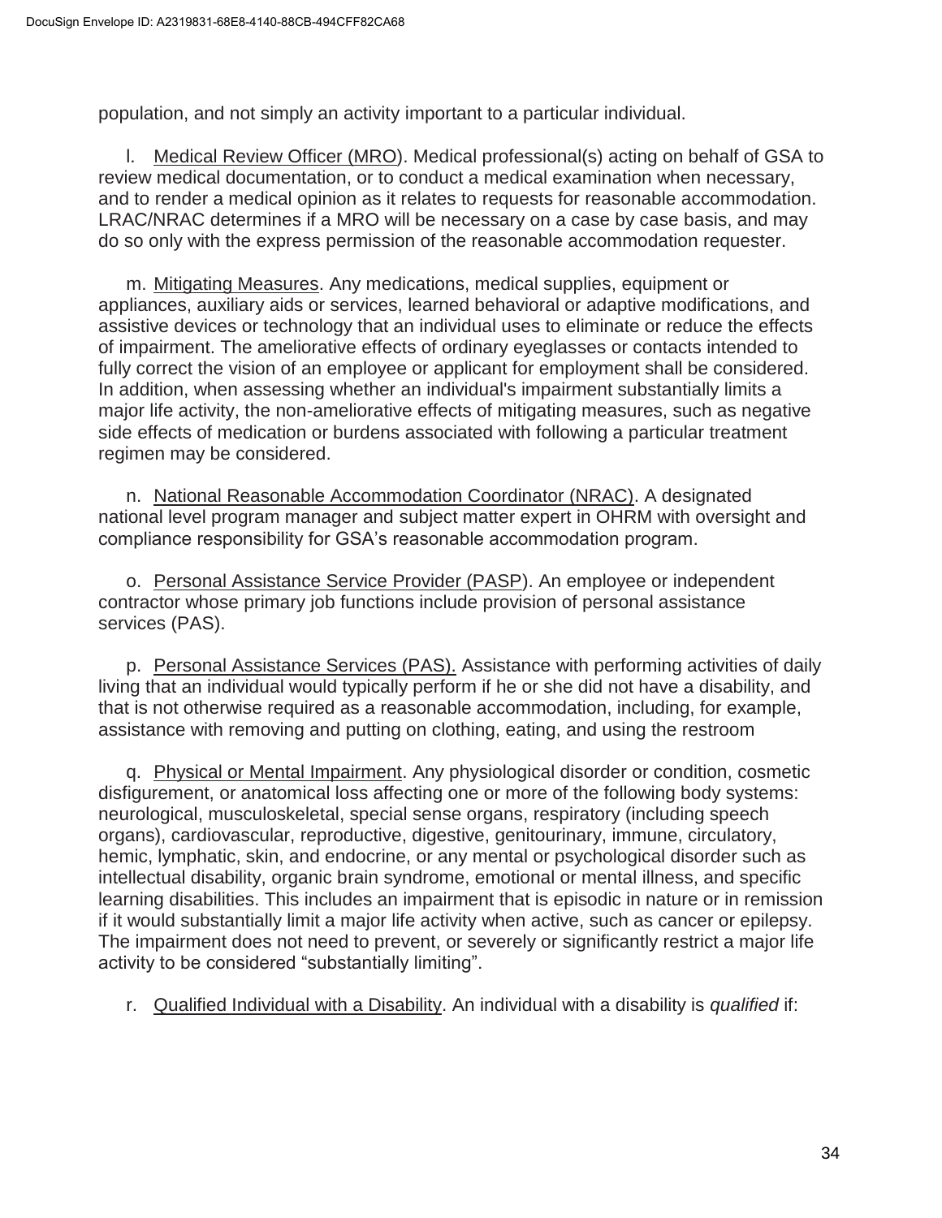population, and not simply an activity important to a particular individual.

l. <u>Medical Review Officer (MRO)</u>. Medical professional(s) acting on behalf of GSA to review medical documentation, or to conduct a medical examination when necessary, and to render a medical opinion as it relates to requests for reasonable accommodation. LRAC/NRAC determines if a MRO will be necessary on a case by case basis, and may do so only with the express permission of the reasonable accommodation requester.

m. <u>Mitigating Measures</u>. Any medications, medical supplies, equipment or appliances, auxiliary aids or services, learned behavioral or adaptive modifications, and assistive devices or technology that an individual uses to eliminate or reduce the effects of impairment. The ameliorative effects of ordinary eyeglasses or contacts intended to fully correct the vision of an employee or applicant for employment shall be considered. In addition, when assessing whether an individual's impairment substantially limits a major life activity, the non-ameliorative effects of mitigating measures, such as negative side effects of medication or burdens associated with following a particular treatment regimen may be considered.

n. <u>National Reasonable Accommodation Coordinator (NRAC)</u>. A designated national level program manager and subject matter expert in OHRM with oversight and compliance responsibility for GSA's reasonable accommodation program.

o. <u>Personal Assistance Service Provider (PASP)</u>. An employee or independent contractor whose primary job functions include provision of personal assistance services (PAS).

p. <u>Personal Assistance Services (PAS).</u> Assistance with performing activities of daily living that an individual would typically perform if he or she did not have a disability, and that is not otherwise required as a reasonable accommodation, including, for example, assistance with removing and putting on clothing, eating, and using the restroom

q. <u>Physical or Mental Impairment</u>. Any physiological disorder or condition, cosmetic disfigurement, or anatomical loss affecting one or more of the following body systems: neurological, musculoskeletal, special sense organs, respiratory (including speech organs), cardiovascular, reproductive, digestive, genitourinary, immune, circulatory, hemic, lymphatic, skin, and endocrine, or any mental or psychological disorder such as intellectual disability, organic brain syndrome, emotional or mental illness, and specific learning disabilities. This includes an impairment that is episodic in nature or in remission if it would substantially limit a major life activity when active, such as cancer or epilepsy. The impairment does not need to prevent, or severely or significantly restrict a major life activity to be considered "substantially limiting".

r. <u>Qualified Individual with a Disability</u>. An individual with a disability is *qualified* if: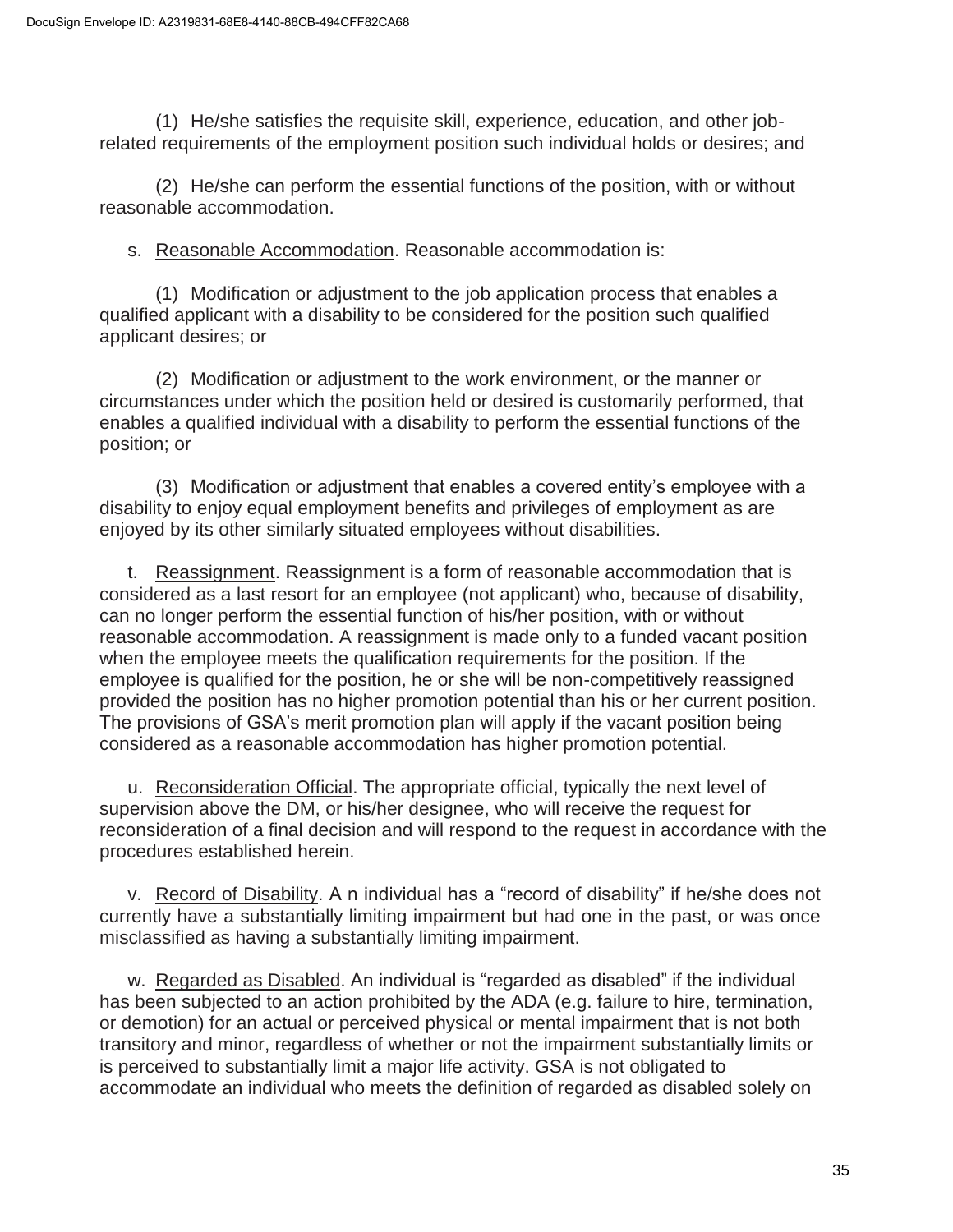(1) He/she satisfies the requisite skill, experience, education, and other job-related requirements of the employment position such individual holds or desires; and

(2) He/she can perform the essential functions of the position, with or without reasonable accommodation.

s. Reasonable Accommodation. Reasonable accommodation is:

(1) Modification or adjustment to the job application process that enables a qualified applicant with a disability to be considered for the position such qualified applicant desires; or

(2) Modification or adjustment to the work environment, or the manner or circumstances under which the position held or desired is customarily performed, that enables a qualified individual with a disability to perform the essential functions of the position; or

(3) Modification or adjustment that enables a covered entity's employee with a disability to enjoy equal employment benefits and privileges of employment as are enjoyed by its other similarly situated employees without disabilities.

t. Reassignment. Reassignment is a form of reasonable accommodation that is considered as a last resort for an employee (not applicant) who, because of disability, can no longer perform the essential function of his/her position, with or without reasonable accommodation. A reassignment is made only to a funded vacant position when the employee meets the qualification requirements for the position. If the employee is qualified for the position, he or she will be non-competitively reassigned provided the position has no higher promotion potential than his or her current position. The provisions of GSA's merit promotion plan will apply if the vacant position being considered as a reasonable accommodation has higher promotion potential.

u. Reconsideration Official. The appropriate official, typically the next level of supervision above the DM, or his/her designee, who will receive the request for reconsideration of a final decision and will respond to the request in accordance with the procedures established herein.

v. Record of Disability. A n individual has a "record of disability" if he/she does not currently have a substantially limiting impairment but had one in the past, or was once misclassified as having a substantially limiting impairment.

w. Regarded as Disabled. An individual is "regarded as disabled" if the individual has been subjected to an action prohibited by the ADA (e.g. failure to hire, termination, or demotion) for an actual or perceived physical or mental impairment that is not both transitory and minor, regardless of whether or not the impairment substantially limits or is perceived to substantially limit a major life activity. GSA is not obligated to accommodate an individual who meets the definition of regarded as disabled solely on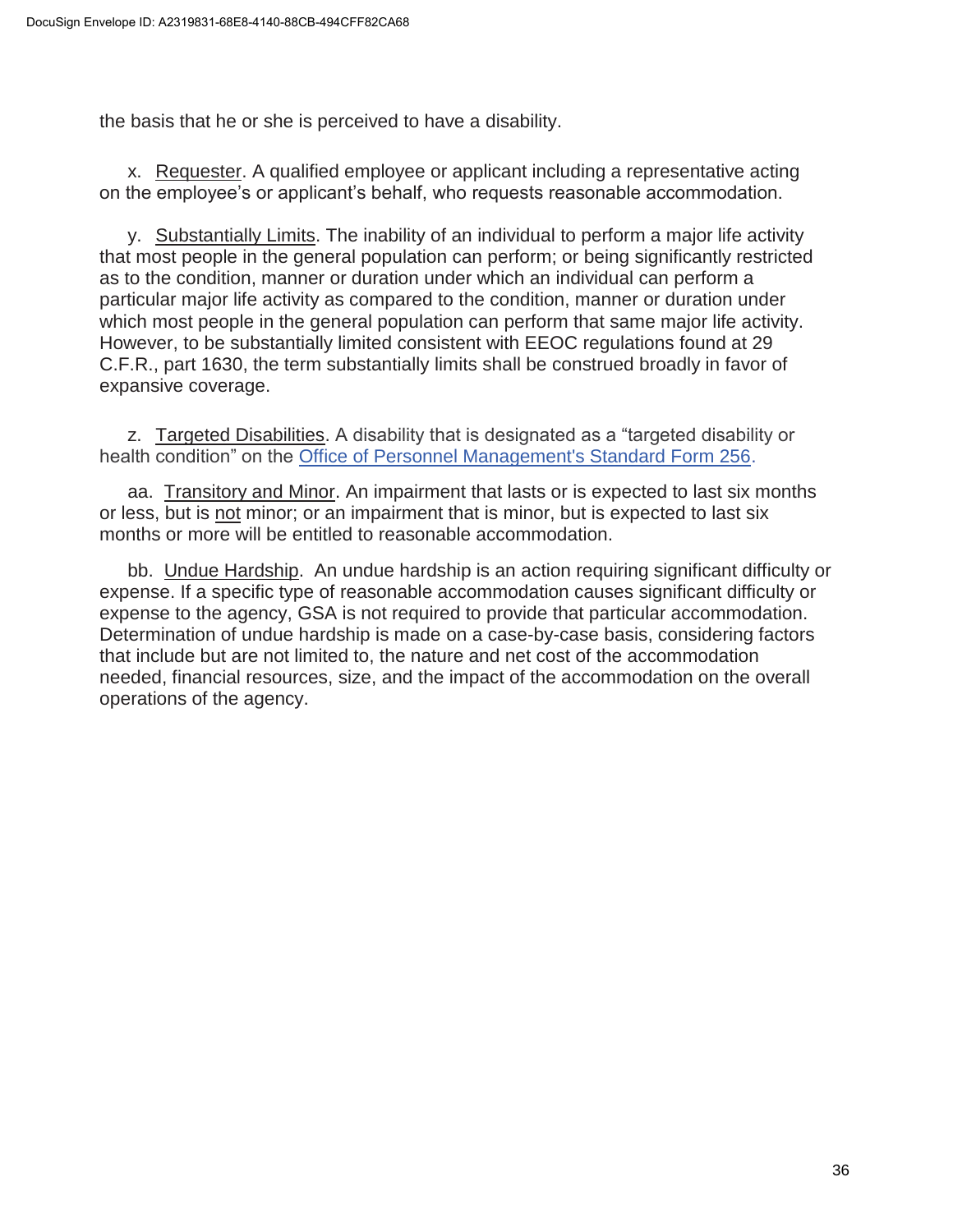the basis that he or she is perceived to have a disability.

x. Requester. A qualified employee or applicant including a representative acting on the employee's or applicant's behalf, who requests reasonable accommodation.

y. Substantially Limits. The inability of an individual to perform a major life activity that most people in the general population can perform; or being significantly restricted as to the condition, manner or duration under which an individual can perform a particular major life activity as compared to the condition, manner or duration under which most people in the general population can perform that same major life activity. However, to be substantially limited consistent with EEOC regulations found at 29 C.F.R., part 1630, the term substantially limits shall be construed broadly in favor of expansive coverage.

z. Targeted Disabilities. A disability that is designated as a "targeted disability or health condition" on the Office of Personnel Management's Standard Form 256.

aa. Transitory and Minor. An impairment that lasts or is expected to last six months or less, but is not minor; or an impairment that is minor, but is expected to last six months or more will be entitled to reasonable accommodation.

bb. Undue Hardship. An undue hardship is an action requiring significant difficulty or expense. If a specific type of reasonable accommodation causes significant difficulty or expense to the agency, GSA is not required to provide that particular accommodation. Determination of undue hardship is made on a case-by-case basis, considering factors that include but are not limited to, the nature and net cost of the accommodation needed, financial resources, size, and the impact of the accommodation on the overall operations of the agency.